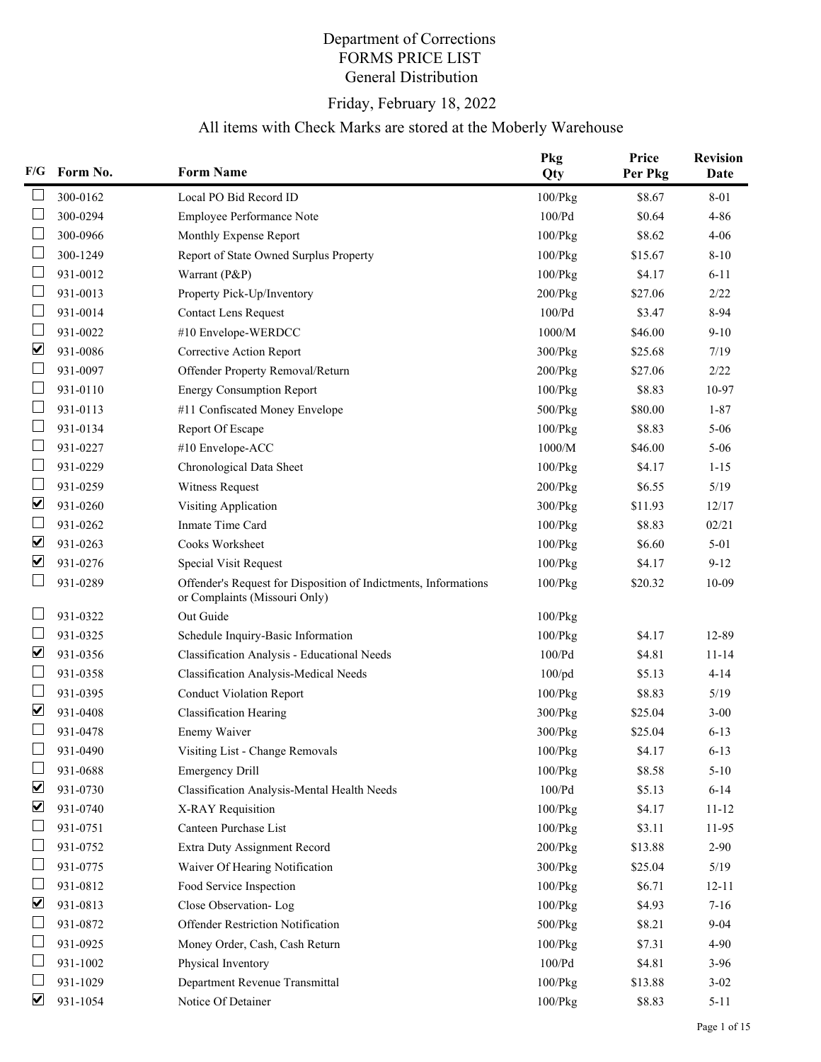# Department of Corrections
## FORMS PRICE LIST
## General Distribution

Friday, February 18, 2022

All items with Check Marks are stored at the Moberly Warehouse

| F/G | Form No. | Form Name | Pkg Qty | Price Per Pkg | Revision Date |
|---|---|---|---|---|---|
| ☐ | 300-0162 | Local PO Bid Record ID | 100/Pkg | $8.67 | 8-01 |
| ☐ | 300-0294 | Employee Performance Note | 100/Pd | $0.64 | 4-86 |
| ☐ | 300-0966 | Monthly Expense Report | 100/Pkg | $8.62 | 4-06 |
| ☐ | 300-1249 | Report of State Owned Surplus Property | 100/Pkg | $15.67 | 8-10 |
| ☐ | 931-0012 | Warrant (P&P) | 100/Pkg | $4.17 | 6-11 |
| ☐ | 931-0013 | Property Pick-Up/Inventory | 200/Pkg | $27.06 | 2/22 |
| ☐ | 931-0014 | Contact Lens Request | 100/Pd | $3.47 | 8-94 |
| ☐ | 931-0022 | #10 Envelope-WERDCC | 1000/M | $46.00 | 9-10 |
| ☑ | 931-0086 | Corrective Action Report | 300/Pkg | $25.68 | 7/19 |
| ☐ | 931-0097 | Offender Property Removal/Return | 200/Pkg | $27.06 | 2/22 |
| ☐ | 931-0110 | Energy Consumption Report | 100/Pkg | $8.83 | 10-97 |
| ☐ | 931-0113 | #11 Confiscated Money Envelope | 500/Pkg | $80.00 | 1-87 |
| ☐ | 931-0134 | Report Of Escape | 100/Pkg | $8.83 | 5-06 |
| ☐ | 931-0227 | #10 Envelope-ACC | 1000/M | $46.00 | 5-06 |
| ☐ | 931-0229 | Chronological Data Sheet | 100/Pkg | $4.17 | 1-15 |
| ☐ | 931-0259 | Witness Request | 200/Pkg | $6.55 | 5/19 |
| ☑ | 931-0260 | Visiting Application | 300/Pkg | $11.93 | 12/17 |
| ☐ | 931-0262 | Inmate Time Card | 100/Pkg | $8.83 | 02/21 |
| ☑ | 931-0263 | Cooks Worksheet | 100/Pkg | $6.60 | 5-01 |
| ☑ | 931-0276 | Special Visit Request | 100/Pkg | $4.17 | 9-12 |
| ☐ | 931-0289 | Offender's Request for Disposition of Indictments, Informations or Complaints (Missouri Only) | 100/Pkg | $20.32 | 10-09 |
| ☐ | 931-0322 | Out Guide | 100/Pkg | | |
| ☐ | 931-0325 | Schedule Inquiry-Basic Information | 100/Pkg | $4.17 | 12-89 |
| ☑ | 931-0356 | Classification Analysis - Educational Needs | 100/Pd | $4.81 | 11-14 |
| ☐ | 931-0358 | Classification Analysis-Medical Needs | 100/pd | $5.13 | 4-14 |
| ☐ | 931-0395 | Conduct Violation Report | 100/Pkg | $8.83 | 5/19 |
| ☑ | 931-0408 | Classification Hearing | 300/Pkg | $25.04 | 3-00 |
| ☐ | 931-0478 | Enemy Waiver | 300/Pkg | $25.04 | 6-13 |
| ☐ | 931-0490 | Visiting List - Change Removals | 100/Pkg | $4.17 | 6-13 |
| ☐ | 931-0688 | Emergency Drill | 100/Pkg | $8.58 | 5-10 |
| ☑ | 931-0730 | Classification Analysis-Mental Health Needs | 100/Pd | $5.13 | 6-14 |
| ☑ | 931-0740 | X-RAY Requisition | 100/Pkg | $4.17 | 11-12 |
| ☐ | 931-0751 | Canteen Purchase List | 100/Pkg | $3.11 | 11-95 |
| ☐ | 931-0752 | Extra Duty Assignment Record | 200/Pkg | $13.88 | 2-90 |
| ☐ | 931-0775 | Waiver Of Hearing Notification | 300/Pkg | $25.04 | 5/19 |
| ☐ | 931-0812 | Food Service Inspection | 100/Pkg | $6.71 | 12-11 |
| ☑ | 931-0813 | Close Observation- Log | 100/Pkg | $4.93 | 7-16 |
| ☐ | 931-0872 | Offender Restriction Notification | 500/Pkg | $8.21 | 9-04 |
| ☐ | 931-0925 | Money Order, Cash, Cash Return | 100/Pkg | $7.31 | 4-90 |
| ☐ | 931-1002 | Physical Inventory | 100/Pd | $4.81 | 3-96 |
| ☐ | 931-1029 | Department Revenue Transmittal | 100/Pkg | $13.88 | 3-02 |
| ☑ | 931-1054 | Notice Of Detainer | 100/Pkg | $8.83 | 5-11 |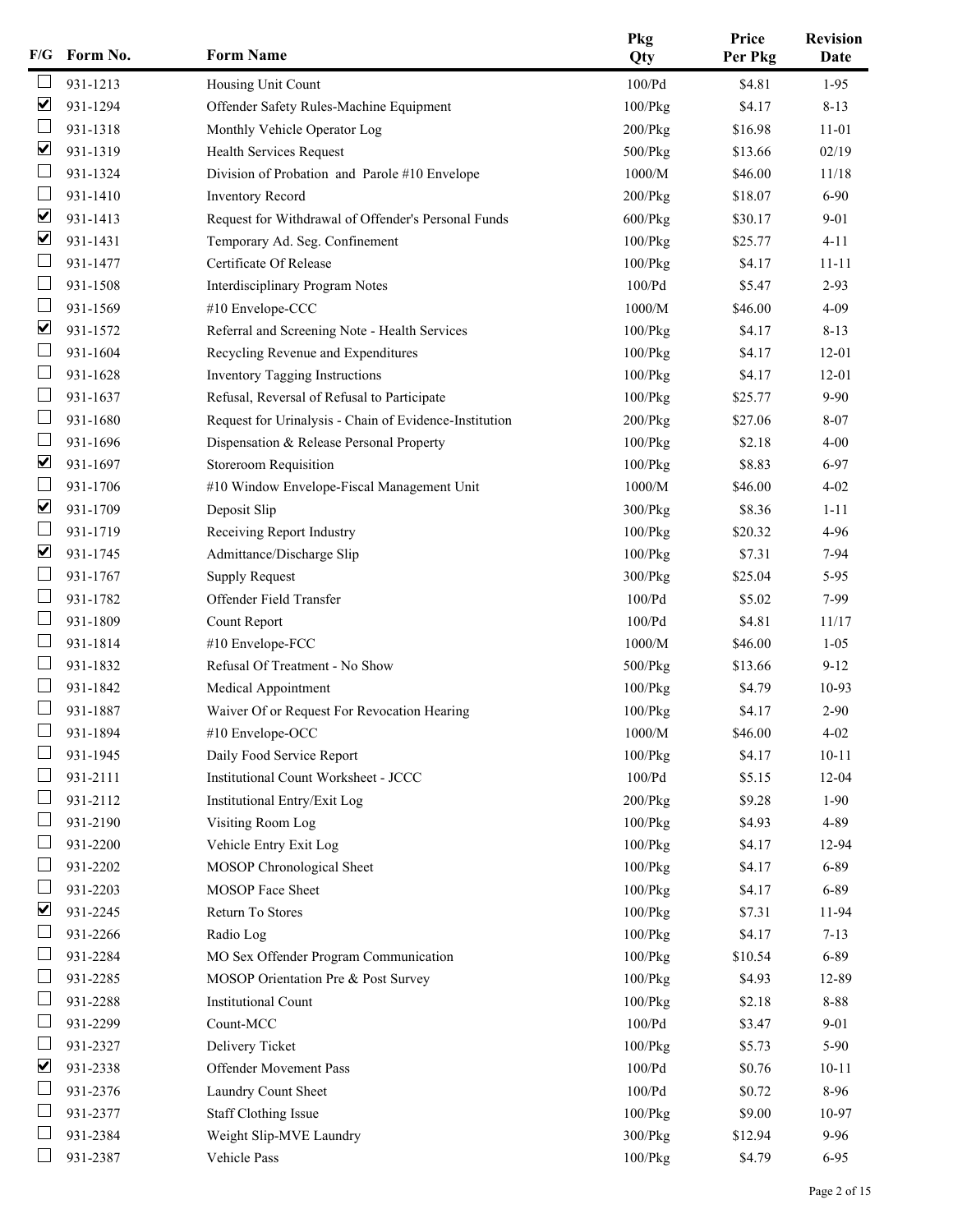| F/G | Form No. | Form Name | Pkg Qty | Price Per Pkg | Revision Date |
|---|---|---|---|---|---|
| ☐ | 931-1213 | Housing Unit Count | 100/Pd | $4.81 | 1-95 |
| ☑ | 931-1294 | Offender Safety Rules-Machine Equipment | 100/Pkg | $4.17 | 8-13 |
| ☐ | 931-1318 | Monthly Vehicle Operator Log | 200/Pkg | $16.98 | 11-01 |
| ☑ | 931-1319 | Health Services Request | 500/Pkg | $13.66 | 02/19 |
| ☐ | 931-1324 | Division of Probation and Parole #10 Envelope | 1000/M | $46.00 | 11/18 |
| ☐ | 931-1410 | Inventory Record | 200/Pkg | $18.07 | 6-90 |
| ☑ | 931-1413 | Request for Withdrawal of Offender's Personal Funds | 600/Pkg | $30.17 | 9-01 |
| ☑ | 931-1431 | Temporary Ad. Seg. Confinement | 100/Pkg | $25.77 | 4-11 |
| ☐ | 931-1477 | Certificate Of Release | 100/Pkg | $4.17 | 11-11 |
| ☐ | 931-1508 | Interdisciplinary Program Notes | 100/Pd | $5.47 | 2-93 |
| ☐ | 931-1569 | #10 Envelope-CCC | 1000/M | $46.00 | 4-09 |
| ☑ | 931-1572 | Referral and Screening Note - Health Services | 100/Pkg | $4.17 | 8-13 |
| ☐ | 931-1604 | Recycling Revenue and Expenditures | 100/Pkg | $4.17 | 12-01 |
| ☐ | 931-1628 | Inventory Tagging Instructions | 100/Pkg | $4.17 | 12-01 |
| ☐ | 931-1637 | Refusal, Reversal of Refusal to Participate | 100/Pkg | $25.77 | 9-90 |
| ☐ | 931-1680 | Request for Urinalysis - Chain of Evidence-Institution | 200/Pkg | $27.06 | 8-07 |
| ☐ | 931-1696 | Dispensation & Release Personal Property | 100/Pkg | $2.18 | 4-00 |
| ☑ | 931-1697 | Storeroom Requisition | 100/Pkg | $8.83 | 6-97 |
| ☐ | 931-1706 | #10 Window Envelope-Fiscal Management Unit | 1000/M | $46.00 | 4-02 |
| ☑ | 931-1709 | Deposit Slip | 300/Pkg | $8.36 | 1-11 |
| ☐ | 931-1719 | Receiving Report Industry | 100/Pkg | $20.32 | 4-96 |
| ☑ | 931-1745 | Admittance/Discharge Slip | 100/Pkg | $7.31 | 7-94 |
| ☐ | 931-1767 | Supply Request | 300/Pkg | $25.04 | 5-95 |
| ☐ | 931-1782 | Offender Field Transfer | 100/Pd | $5.02 | 7-99 |
| ☐ | 931-1809 | Count Report | 100/Pd | $4.81 | 11/17 |
| ☐ | 931-1814 | #10 Envelope-FCC | 1000/M | $46.00 | 1-05 |
| ☐ | 931-1832 | Refusal Of Treatment - No Show | 500/Pkg | $13.66 | 9-12 |
| ☐ | 931-1842 | Medical Appointment | 100/Pkg | $4.79 | 10-93 |
| ☐ | 931-1887 | Waiver Of or Request For Revocation Hearing | 100/Pkg | $4.17 | 2-90 |
| ☐ | 931-1894 | #10 Envelope-OCC | 1000/M | $46.00 | 4-02 |
| ☐ | 931-1945 | Daily Food Service Report | 100/Pkg | $4.17 | 10-11 |
| ☐ | 931-2111 | Institutional Count Worksheet - JCCC | 100/Pd | $5.15 | 12-04 |
| ☐ | 931-2112 | Institutional Entry/Exit Log | 200/Pkg | $9.28 | 1-90 |
| ☐ | 931-2190 | Visiting Room Log | 100/Pkg | $4.93 | 4-89 |
| ☐ | 931-2200 | Vehicle Entry Exit Log | 100/Pkg | $4.17 | 12-94 |
| ☐ | 931-2202 | MOSOP Chronological Sheet | 100/Pkg | $4.17 | 6-89 |
| ☐ | 931-2203 | MOSOP Face Sheet | 100/Pkg | $4.17 | 6-89 |
| ☑ | 931-2245 | Return To Stores | 100/Pkg | $7.31 | 11-94 |
| ☐ | 931-2266 | Radio Log | 100/Pkg | $4.17 | 7-13 |
| ☐ | 931-2284 | MO Sex Offender Program Communication | 100/Pkg | $10.54 | 6-89 |
| ☐ | 931-2285 | MOSOP Orientation Pre & Post Survey | 100/Pkg | $4.93 | 12-89 |
| ☐ | 931-2288 | Institutional Count | 100/Pkg | $2.18 | 8-88 |
| ☐ | 931-2299 | Count-MCC | 100/Pd | $3.47 | 9-01 |
| ☐ | 931-2327 | Delivery Ticket | 100/Pkg | $5.73 | 5-90 |
| ☑ | 931-2338 | Offender Movement Pass | 100/Pd | $0.76 | 10-11 |
| ☐ | 931-2376 | Laundry Count Sheet | 100/Pd | $0.72 | 8-96 |
| ☐ | 931-2377 | Staff Clothing Issue | 100/Pkg | $9.00 | 10-97 |
| ☐ | 931-2384 | Weight Slip-MVE Laundry | 300/Pkg | $12.94 | 9-96 |
| ☐ | 931-2387 | Vehicle Pass | 100/Pkg | $4.79 | 6-95 |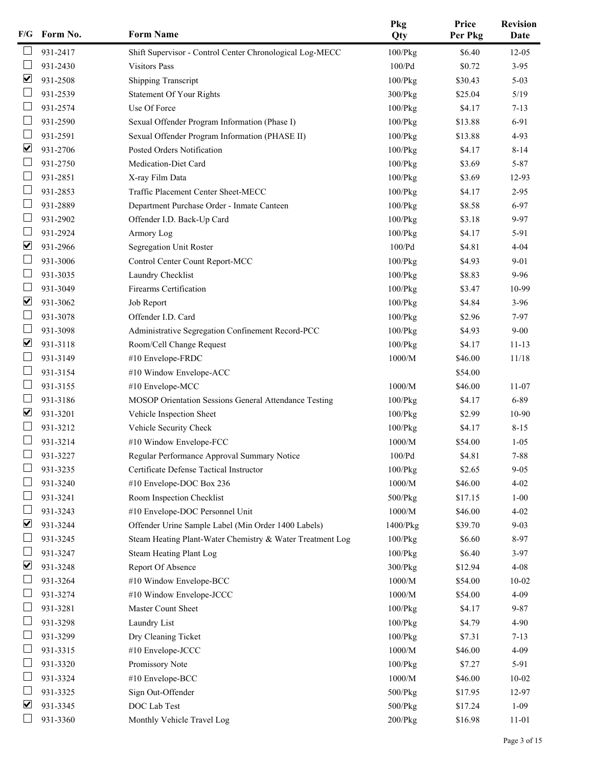| F/G | Form No. | Form Name | Pkg Qty | Price Per Pkg | Revision Date |
|---|---|---|---|---|---|
| ☐ | 931-2417 | Shift Supervisor - Control Center Chronological Log-MECC | 100/Pkg | $6.40 | 12-05 |
| ☐ | 931-2430 | Visitors Pass | 100/Pd | $0.72 | 3-95 |
| ☑ | 931-2508 | Shipping Transcript | 100/Pkg | $30.43 | 5-03 |
| ☐ | 931-2539 | Statement Of Your Rights | 300/Pkg | $25.04 | 5/19 |
| ☐ | 931-2574 | Use Of Force | 100/Pkg | $4.17 | 7-13 |
| ☐ | 931-2590 | Sexual Offender Program Information (Phase I) | 100/Pkg | $13.88 | 6-91 |
| ☐ | 931-2591 | Sexual Offender Program Information (PHASE II) | 100/Pkg | $13.88 | 4-93 |
| ☑ | 931-2706 | Posted Orders Notification | 100/Pkg | $4.17 | 8-14 |
| ☐ | 931-2750 | Medication-Diet Card | 100/Pkg | $3.69 | 5-87 |
| ☐ | 931-2851 | X-ray Film Data | 100/Pkg | $3.69 | 12-93 |
| ☐ | 931-2853 | Traffic Placement Center Sheet-MECC | 100/Pkg | $4.17 | 2-95 |
| ☐ | 931-2889 | Department Purchase Order - Inmate Canteen | 100/Pkg | $8.58 | 6-97 |
| ☐ | 931-2902 | Offender I.D. Back-Up Card | 100/Pkg | $3.18 | 9-97 |
| ☐ | 931-2924 | Armory Log | 100/Pkg | $4.17 | 5-91 |
| ☑ | 931-2966 | Segregation Unit Roster | 100/Pd | $4.81 | 4-04 |
| ☐ | 931-3006 | Control Center Count Report-MCC | 100/Pkg | $4.93 | 9-01 |
| ☐ | 931-3035 | Laundry Checklist | 100/Pkg | $8.83 | 9-96 |
| ☐ | 931-3049 | Firearms Certification | 100/Pkg | $3.47 | 10-99 |
| ☑ | 931-3062 | Job Report | 100/Pkg | $4.84 | 3-96 |
| ☐ | 931-3078 | Offender I.D. Card | 100/Pkg | $2.96 | 7-97 |
| ☐ | 931-3098 | Administrative Segregation Confinement Record-PCC | 100/Pkg | $4.93 | 9-00 |
| ☑ | 931-3118 | Room/Cell Change Request | 100/Pkg | $4.17 | 11-13 |
| ☐ | 931-3149 | #10 Envelope-FRDC | 1000/M | $46.00 | 11/18 |
| ☐ | 931-3154 | #10 Window Envelope-ACC | | $54.00 | |
| ☐ | 931-3155 | #10 Envelope-MCC | 1000/M | $46.00 | 11-07 |
| ☐ | 931-3186 | MOSOP Orientation Sessions General Attendance Testing | 100/Pkg | $4.17 | 6-89 |
| ☑ | 931-3201 | Vehicle Inspection Sheet | 100/Pkg | $2.99 | 10-90 |
| ☐ | 931-3212 | Vehicle Security Check | 100/Pkg | $4.17 | 8-15 |
| ☐ | 931-3214 | #10 Window Envelope-FCC | 1000/M | $54.00 | 1-05 |
| ☐ | 931-3227 | Regular Performance Approval Summary Notice | 100/Pd | $4.81 | 7-88 |
| ☐ | 931-3235 | Certificate Defense Tactical Instructor | 100/Pkg | $2.65 | 9-05 |
| ☐ | 931-3240 | #10 Envelope-DOC Box 236 | 1000/M | $46.00 | 4-02 |
| ☐ | 931-3241 | Room Inspection Checklist | 500/Pkg | $17.15 | 1-00 |
| ☐ | 931-3243 | #10 Envelope-DOC Personnel Unit | 1000/M | $46.00 | 4-02 |
| ☑ | 931-3244 | Offender Urine Sample Label (Min Order 1400 Labels) | 1400/Pkg | $39.70 | 9-03 |
| ☐ | 931-3245 | Steam Heating Plant-Water Chemistry & Water Treatment Log | 100/Pkg | $6.60 | 8-97 |
| ☐ | 931-3247 | Steam Heating Plant Log | 100/Pkg | $6.40 | 3-97 |
| ☑ | 931-3248 | Report Of Absence | 300/Pkg | $12.94 | 4-08 |
| ☐ | 931-3264 | #10 Window Envelope-BCC | 1000/M | $54.00 | 10-02 |
| ☐ | 931-3274 | #10 Window Envelope-JCCC | 1000/M | $54.00 | 4-09 |
| ☐ | 931-3281 | Master Count Sheet | 100/Pkg | $4.17 | 9-87 |
| ☐ | 931-3298 | Laundry List | 100/Pkg | $4.79 | 4-90 |
| ☐ | 931-3299 | Dry Cleaning Ticket | 100/Pkg | $7.31 | 7-13 |
| ☐ | 931-3315 | #10 Envelope-JCCC | 1000/M | $46.00 | 4-09 |
| ☐ | 931-3320 | Promissory Note | 100/Pkg | $7.27 | 5-91 |
| ☐ | 931-3324 | #10 Envelope-BCC | 1000/M | $46.00 | 10-02 |
| ☐ | 931-3325 | Sign Out-Offender | 500/Pkg | $17.95 | 12-97 |
| ☑ | 931-3345 | DOC Lab Test | 500/Pkg | $17.24 | 1-09 |
| ☐ | 931-3360 | Monthly Vehicle Travel Log | 200/Pkg | $16.98 | 11-01 |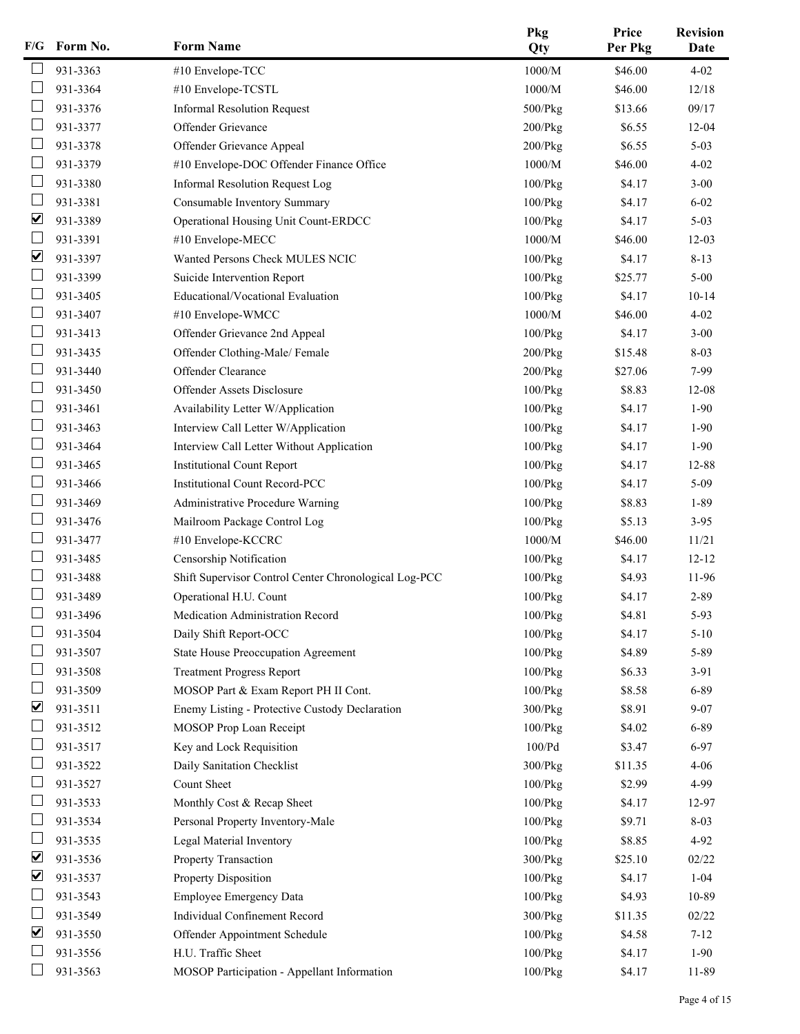| F/G | Form No. | Form Name | Pkg Qty | Price Per Pkg | Revision Date |
|---|---|---|---|---|---|
| ☐ | 931-3363 | #10 Envelope-TCC | 1000/M | $46.00 | 4-02 |
| ☐ | 931-3364 | #10 Envelope-TCSTL | 1000/M | $46.00 | 12/18 |
| ☐ | 931-3376 | Informal Resolution Request | 500/Pkg | $13.66 | 09/17 |
| ☐ | 931-3377 | Offender Grievance | 200/Pkg | $6.55 | 12-04 |
| ☐ | 931-3378 | Offender Grievance Appeal | 200/Pkg | $6.55 | 5-03 |
| ☐ | 931-3379 | #10 Envelope-DOC Offender Finance Office | 1000/M | $46.00 | 4-02 |
| ☐ | 931-3380 | Informal Resolution Request Log | 100/Pkg | $4.17 | 3-00 |
| ☐ | 931-3381 | Consumable Inventory Summary | 100/Pkg | $4.17 | 6-02 |
| ☑ | 931-3389 | Operational Housing Unit Count-ERDCC | 100/Pkg | $4.17 | 5-03 |
| ☐ | 931-3391 | #10 Envelope-MECC | 1000/M | $46.00 | 12-03 |
| ☑ | 931-3397 | Wanted Persons Check MULES NCIC | 100/Pkg | $4.17 | 8-13 |
| ☐ | 931-3399 | Suicide Intervention Report | 100/Pkg | $25.77 | 5-00 |
| ☐ | 931-3405 | Educational/Vocational Evaluation | 100/Pkg | $4.17 | 10-14 |
| ☐ | 931-3407 | #10 Envelope-WMCC | 1000/M | $46.00 | 4-02 |
| ☐ | 931-3413 | Offender Grievance 2nd Appeal | 100/Pkg | $4.17 | 3-00 |
| ☐ | 931-3435 | Offender Clothing-Male/ Female | 200/Pkg | $15.48 | 8-03 |
| ☐ | 931-3440 | Offender Clearance | 200/Pkg | $27.06 | 7-99 |
| ☐ | 931-3450 | Offender Assets Disclosure | 100/Pkg | $8.83 | 12-08 |
| ☐ | 931-3461 | Availability Letter W/Application | 100/Pkg | $4.17 | 1-90 |
| ☐ | 931-3463 | Interview Call Letter W/Application | 100/Pkg | $4.17 | 1-90 |
| ☐ | 931-3464 | Interview Call Letter Without Application | 100/Pkg | $4.17 | 1-90 |
| ☐ | 931-3465 | Institutional Count Report | 100/Pkg | $4.17 | 12-88 |
| ☐ | 931-3466 | Institutional Count Record-PCC | 100/Pkg | $4.17 | 5-09 |
| ☐ | 931-3469 | Administrative Procedure Warning | 100/Pkg | $8.83 | 1-89 |
| ☐ | 931-3476 | Mailroom Package Control Log | 100/Pkg | $5.13 | 3-95 |
| ☐ | 931-3477 | #10 Envelope-KCCRC | 1000/M | $46.00 | 11/21 |
| ☐ | 931-3485 | Censorship Notification | 100/Pkg | $4.17 | 12-12 |
| ☐ | 931-3488 | Shift Supervisor Control Center Chronological Log-PCC | 100/Pkg | $4.93 | 11-96 |
| ☐ | 931-3489 | Operational H.U. Count | 100/Pkg | $4.17 | 2-89 |
| ☐ | 931-3496 | Medication Administration Record | 100/Pkg | $4.81 | 5-93 |
| ☐ | 931-3504 | Daily Shift Report-OCC | 100/Pkg | $4.17 | 5-10 |
| ☐ | 931-3507 | State House Preoccupation Agreement | 100/Pkg | $4.89 | 5-89 |
| ☐ | 931-3508 | Treatment Progress Report | 100/Pkg | $6.33 | 3-91 |
| ☐ | 931-3509 | MOSOP Part & Exam Report PH II Cont. | 100/Pkg | $8.58 | 6-89 |
| ☑ | 931-3511 | Enemy Listing - Protective Custody Declaration | 300/Pkg | $8.91 | 9-07 |
| ☐ | 931-3512 | MOSOP Prop Loan Receipt | 100/Pkg | $4.02 | 6-89 |
| ☐ | 931-3517 | Key and Lock Requisition | 100/Pd | $3.47 | 6-97 |
| ☐ | 931-3522 | Daily Sanitation Checklist | 300/Pkg | $11.35 | 4-06 |
| ☐ | 931-3527 | Count Sheet | 100/Pkg | $2.99 | 4-99 |
| ☐ | 931-3533 | Monthly Cost & Recap Sheet | 100/Pkg | $4.17 | 12-97 |
| ☐ | 931-3534 | Personal Property Inventory-Male | 100/Pkg | $9.71 | 8-03 |
| ☐ | 931-3535 | Legal Material Inventory | 100/Pkg | $8.85 | 4-92 |
| ☑ | 931-3536 | Property Transaction | 300/Pkg | $25.10 | 02/22 |
| ☑ | 931-3537 | Property Disposition | 100/Pkg | $4.17 | 1-04 |
| ☐ | 931-3543 | Employee Emergency Data | 100/Pkg | $4.93 | 10-89 |
| ☐ | 931-3549 | Individual Confinement Record | 300/Pkg | $11.35 | 02/22 |
| ☑ | 931-3550 | Offender Appointment Schedule | 100/Pkg | $4.58 | 7-12 |
| ☐ | 931-3556 | H.U. Traffic Sheet | 100/Pkg | $4.17 | 1-90 |
| ☐ | 931-3563 | MOSOP Participation - Appellant Information | 100/Pkg | $4.17 | 11-89 |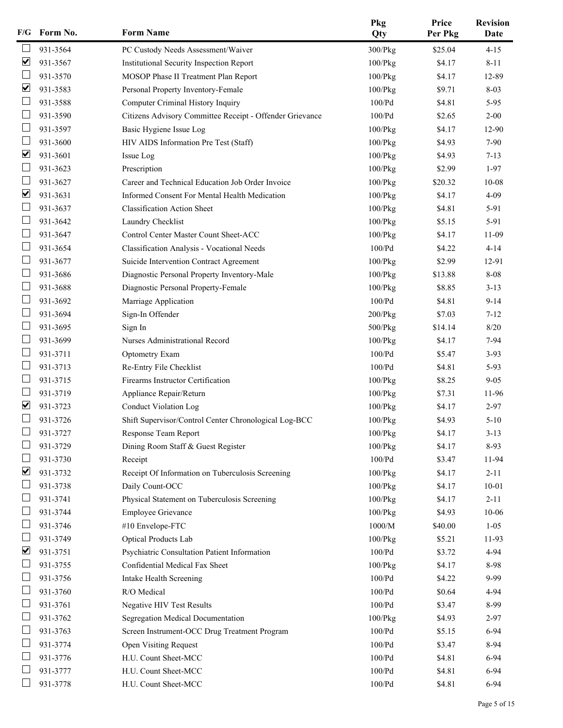| F/G | Form No. | Form Name | Pkg Qty | Price Per Pkg | Revision Date |
|---|---|---|---|---|---|
| ☐ | 931-3564 | PC Custody Needs Assessment/Waiver | 300/Pkg | $25.04 | 4-15 |
| ☑ | 931-3567 | Institutional Security Inspection Report | 100/Pkg | $4.17 | 8-11 |
| ☐ | 931-3570 | MOSOP Phase II Treatment Plan Report | 100/Pkg | $4.17 | 12-89 |
| ☑ | 931-3583 | Personal Property Inventory-Female | 100/Pkg | $9.71 | 8-03 |
| ☐ | 931-3588 | Computer Criminal History Inquiry | 100/Pd | $4.81 | 5-95 |
| ☐ | 931-3590 | Citizens Advisory Committee Receipt - Offender Grievance | 100/Pd | $2.65 | 2-00 |
| ☐ | 931-3597 | Basic Hygiene Issue Log | 100/Pkg | $4.17 | 12-90 |
| ☐ | 931-3600 | HIV AIDS Information Pre Test (Staff) | 100/Pkg | $4.93 | 7-90 |
| ☑ | 931-3601 | Issue Log | 100/Pkg | $4.93 | 7-13 |
| ☐ | 931-3623 | Prescription | 100/Pkg | $2.99 | 1-97 |
| ☐ | 931-3627 | Career and Technical Education Job Order Invoice | 100/Pkg | $20.32 | 10-08 |
| ☑ | 931-3631 | Informed Consent For Mental Health Medication | 100/Pkg | $4.17 | 4-09 |
| ☐ | 931-3637 | Classification Action Sheet | 100/Pkg | $4.81 | 5-91 |
| ☐ | 931-3642 | Laundry Checklist | 100/Pkg | $5.15 | 5-91 |
| ☐ | 931-3647 | Control Center Master Count Sheet-ACC | 100/Pkg | $4.17 | 11-09 |
| ☐ | 931-3654 | Classification Analysis - Vocational Needs | 100/Pd | $4.22 | 4-14 |
| ☐ | 931-3677 | Suicide Intervention Contract Agreement | 100/Pkg | $2.99 | 12-91 |
| ☐ | 931-3686 | Diagnostic Personal Property Inventory-Male | 100/Pkg | $13.88 | 8-08 |
| ☐ | 931-3688 | Diagnostic Personal Property-Female | 100/Pkg | $8.85 | 3-13 |
| ☐ | 931-3692 | Marriage Application | 100/Pd | $4.81 | 9-14 |
| ☐ | 931-3694 | Sign-In Offender | 200/Pkg | $7.03 | 7-12 |
| ☐ | 931-3695 | Sign In | 500/Pkg | $14.14 | 8/20 |
| ☐ | 931-3699 | Nurses Administrational Record | 100/Pkg | $4.17 | 7-94 |
| ☐ | 931-3711 | Optometry Exam | 100/Pd | $5.47 | 3-93 |
| ☐ | 931-3713 | Re-Entry File Checklist | 100/Pd | $4.81 | 5-93 |
| ☐ | 931-3715 | Firearms Instructor Certification | 100/Pkg | $8.25 | 9-05 |
| ☐ | 931-3719 | Appliance Repair/Return | 100/Pkg | $7.31 | 11-96 |
| ☑ | 931-3723 | Conduct Violation Log | 100/Pkg | $4.17 | 2-97 |
| ☐ | 931-3726 | Shift Supervisor/Control Center Chronological Log-BCC | 100/Pkg | $4.93 | 5-10 |
| ☐ | 931-3727 | Response Team Report | 100/Pkg | $4.17 | 3-13 |
| ☐ | 931-3729 | Dining Room Staff & Guest Register | 100/Pkg | $4.17 | 8-93 |
| ☐ | 931-3730 | Receipt | 100/Pd | $3.47 | 11-94 |
| ☑ | 931-3732 | Receipt Of Information on Tuberculosis Screening | 100/Pkg | $4.17 | 2-11 |
| ☐ | 931-3738 | Daily Count-OCC | 100/Pkg | $4.17 | 10-01 |
| ☐ | 931-3741 | Physical Statement on Tuberculosis Screening | 100/Pkg | $4.17 | 2-11 |
| ☐ | 931-3744 | Employee Grievance | 100/Pkg | $4.93 | 10-06 |
| ☐ | 931-3746 | #10 Envelope-FTC | 1000/M | $40.00 | 1-05 |
| ☐ | 931-3749 | Optical Products Lab | 100/Pkg | $5.21 | 11-93 |
| ☑ | 931-3751 | Psychiatric Consultation Patient Information | 100/Pd | $3.72 | 4-94 |
| ☐ | 931-3755 | Confidential Medical Fax Sheet | 100/Pkg | $4.17 | 8-98 |
| ☐ | 931-3756 | Intake Health Screening | 100/Pd | $4.22 | 9-99 |
| ☐ | 931-3760 | R/O Medical | 100/Pd | $0.64 | 4-94 |
| ☐ | 931-3761 | Negative HIV Test Results | 100/Pd | $3.47 | 8-99 |
| ☐ | 931-3762 | Segregation Medical Documentation | 100/Pkg | $4.93 | 2-97 |
| ☐ | 931-3763 | Screen Instrument-OCC Drug Treatment Program | 100/Pd | $5.15 | 6-94 |
| ☐ | 931-3774 | Open Visiting Request | 100/Pd | $3.47 | 8-94 |
| ☐ | 931-3776 | H.U. Count Sheet-MCC | 100/Pd | $4.81 | 6-94 |
| ☐ | 931-3777 | H.U. Count Sheet-MCC | 100/Pd | $4.81 | 6-94 |
| ☐ | 931-3778 | H.U. Count Sheet-MCC | 100/Pd | $4.81 | 6-94 |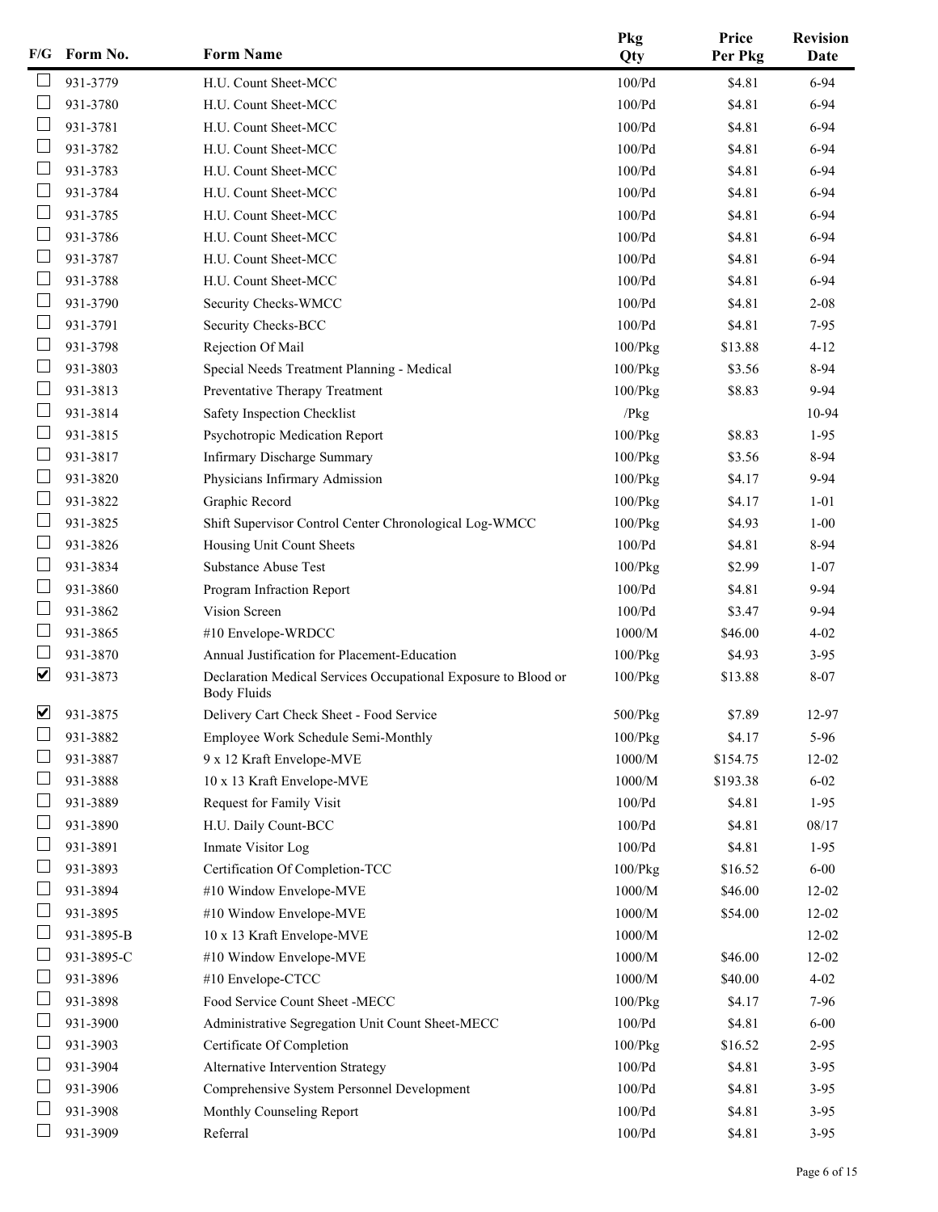| F/G | Form No. | Form Name | Pkg Qty | Price Per Pkg | Revision Date |
|---|---|---|---|---|---|
| ☐ | 931-3779 | H.U. Count Sheet-MCC | 100/Pd | $4.81 | 6-94 |
| ☐ | 931-3780 | H.U. Count Sheet-MCC | 100/Pd | $4.81 | 6-94 |
| ☐ | 931-3781 | H.U. Count Sheet-MCC | 100/Pd | $4.81 | 6-94 |
| ☐ | 931-3782 | H.U. Count Sheet-MCC | 100/Pd | $4.81 | 6-94 |
| ☐ | 931-3783 | H.U. Count Sheet-MCC | 100/Pd | $4.81 | 6-94 |
| ☐ | 931-3784 | H.U. Count Sheet-MCC | 100/Pd | $4.81 | 6-94 |
| ☐ | 931-3785 | H.U. Count Sheet-MCC | 100/Pd | $4.81 | 6-94 |
| ☐ | 931-3786 | H.U. Count Sheet-MCC | 100/Pd | $4.81 | 6-94 |
| ☐ | 931-3787 | H.U. Count Sheet-MCC | 100/Pd | $4.81 | 6-94 |
| ☐ | 931-3788 | H.U. Count Sheet-MCC | 100/Pd | $4.81 | 6-94 |
| ☐ | 931-3790 | Security Checks-WMCC | 100/Pd | $4.81 | 2-08 |
| ☐ | 931-3791 | Security Checks-BCC | 100/Pd | $4.81 | 7-95 |
| ☐ | 931-3798 | Rejection Of Mail | 100/Pkg | $13.88 | 4-12 |
| ☐ | 931-3803 | Special Needs Treatment Planning - Medical | 100/Pkg | $3.56 | 8-94 |
| ☐ | 931-3813 | Preventative Therapy Treatment | 100/Pkg | $8.83 | 9-94 |
| ☐ | 931-3814 | Safety Inspection Checklist | /Pkg | | 10-94 |
| ☐ | 931-3815 | Psychotropic Medication Report | 100/Pkg | $8.83 | 1-95 |
| ☐ | 931-3817 | Infirmary Discharge Summary | 100/Pkg | $3.56 | 8-94 |
| ☐ | 931-3820 | Physicians Infirmary Admission | 100/Pkg | $4.17 | 9-94 |
| ☐ | 931-3822 | Graphic Record | 100/Pkg | $4.17 | 1-01 |
| ☐ | 931-3825 | Shift Supervisor Control Center Chronological Log-WMCC | 100/Pkg | $4.93 | 1-00 |
| ☐ | 931-3826 | Housing Unit Count Sheets | 100/Pd | $4.81 | 8-94 |
| ☐ | 931-3834 | Substance Abuse Test | 100/Pkg | $2.99 | 1-07 |
| ☐ | 931-3860 | Program Infraction Report | 100/Pd | $4.81 | 9-94 |
| ☐ | 931-3862 | Vision Screen | 100/Pd | $3.47 | 9-94 |
| ☐ | 931-3865 | #10 Envelope-WRDCC | 1000/M | $46.00 | 4-02 |
| ☐ | 931-3870 | Annual Justification for Placement-Education | 100/Pkg | $4.93 | 3-95 |
| ☑ | 931-3873 | Declaration Medical Services Occupational Exposure to Blood or Body Fluids | 100/Pkg | $13.88 | 8-07 |
| ☑ | 931-3875 | Delivery Cart Check Sheet - Food Service | 500/Pkg | $7.89 | 12-97 |
| ☐ | 931-3882 | Employee Work Schedule Semi-Monthly | 100/Pkg | $4.17 | 5-96 |
| ☐ | 931-3887 | 9 x 12 Kraft Envelope-MVE | 1000/M | $154.75 | 12-02 |
| ☐ | 931-3888 | 10 x 13 Kraft Envelope-MVE | 1000/M | $193.38 | 6-02 |
| ☐ | 931-3889 | Request for Family Visit | 100/Pd | $4.81 | 1-95 |
| ☐ | 931-3890 | H.U. Daily Count-BCC | 100/Pd | $4.81 | 08/17 |
| ☐ | 931-3891 | Inmate Visitor Log | 100/Pd | $4.81 | 1-95 |
| ☐ | 931-3893 | Certification Of Completion-TCC | 100/Pkg | $16.52 | 6-00 |
| ☐ | 931-3894 | #10 Window Envelope-MVE | 1000/M | $46.00 | 12-02 |
| ☐ | 931-3895 | #10 Window Envelope-MVE | 1000/M | $54.00 | 12-02 |
| ☐ | 931-3895-B | 10 x 13 Kraft Envelope-MVE | 1000/M | | 12-02 |
| ☐ | 931-3895-C | #10 Window Envelope-MVE | 1000/M | $46.00 | 12-02 |
| ☐ | 931-3896 | #10 Envelope-CTCC | 1000/M | $40.00 | 4-02 |
| ☐ | 931-3898 | Food Service Count Sheet -MECC | 100/Pkg | $4.17 | 7-96 |
| ☐ | 931-3900 | Administrative Segregation Unit Count Sheet-MECC | 100/Pd | $4.81 | 6-00 |
| ☐ | 931-3903 | Certificate Of Completion | 100/Pkg | $16.52 | 2-95 |
| ☐ | 931-3904 | Alternative Intervention Strategy | 100/Pd | $4.81 | 3-95 |
| ☐ | 931-3906 | Comprehensive System Personnel Development | 100/Pd | $4.81 | 3-95 |
| ☐ | 931-3908 | Monthly Counseling Report | 100/Pd | $4.81 | 3-95 |
| ☐ | 931-3909 | Referral | 100/Pd | $4.81 | 3-95 |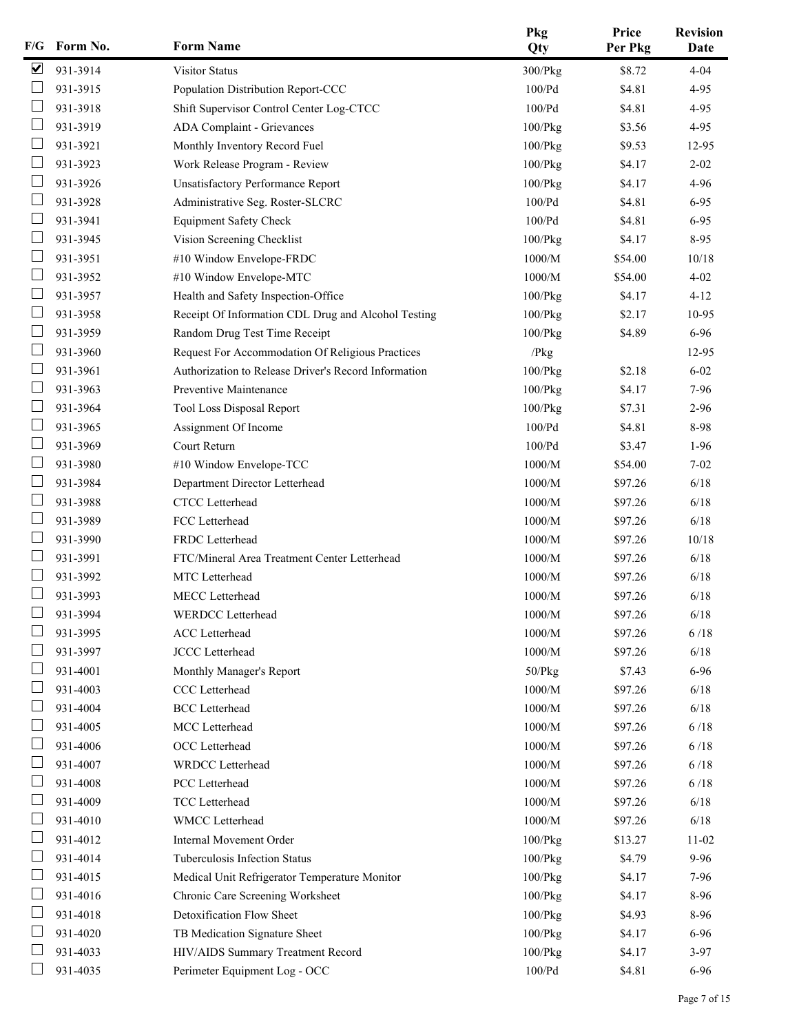| F/G | Form No. | Form Name | Pkg Qty | Price Per Pkg | Revision Date |
|---|---|---|---|---|---|
| ☑ | 931-3914 | Visitor Status | 300/Pkg | $8.72 | 4-04 |
| ☐ | 931-3915 | Population Distribution Report-CCC | 100/Pd | $4.81 | 4-95 |
| ☐ | 931-3918 | Shift Supervisor Control Center Log-CTCC | 100/Pd | $4.81 | 4-95 |
| ☐ | 931-3919 | ADA Complaint - Grievances | 100/Pkg | $3.56 | 4-95 |
| ☐ | 931-3921 | Monthly Inventory Record Fuel | 100/Pkg | $9.53 | 12-95 |
| ☐ | 931-3923 | Work Release Program - Review | 100/Pkg | $4.17 | 2-02 |
| ☐ | 931-3926 | Unsatisfactory Performance Report | 100/Pkg | $4.17 | 4-96 |
| ☐ | 931-3928 | Administrative Seg. Roster-SLCRC | 100/Pd | $4.81 | 6-95 |
| ☐ | 931-3941 | Equipment Safety Check | 100/Pd | $4.81 | 6-95 |
| ☐ | 931-3945 | Vision Screening Checklist | 100/Pkg | $4.17 | 8-95 |
| ☐ | 931-3951 | #10 Window Envelope-FRDC | 1000/M | $54.00 | 10/18 |
| ☐ | 931-3952 | #10 Window Envelope-MTC | 1000/M | $54.00 | 4-02 |
| ☐ | 931-3957 | Health and Safety Inspection-Office | 100/Pkg | $4.17 | 4-12 |
| ☐ | 931-3958 | Receipt Of Information CDL Drug and Alcohol Testing | 100/Pkg | $2.17 | 10-95 |
| ☐ | 931-3959 | Random Drug Test Time Receipt | 100/Pkg | $4.89 | 6-96 |
| ☐ | 931-3960 | Request For Accommodation Of Religious Practices | /Pkg | | 12-95 |
| ☐ | 931-3961 | Authorization to Release Driver's Record Information | 100/Pkg | $2.18 | 6-02 |
| ☐ | 931-3963 | Preventive Maintenance | 100/Pkg | $4.17 | 7-96 |
| ☐ | 931-3964 | Tool Loss Disposal Report | 100/Pkg | $7.31 | 2-96 |
| ☐ | 931-3965 | Assignment Of Income | 100/Pd | $4.81 | 8-98 |
| ☐ | 931-3969 | Court Return | 100/Pd | $3.47 | 1-96 |
| ☐ | 931-3980 | #10 Window Envelope-TCC | 1000/M | $54.00 | 7-02 |
| ☐ | 931-3984 | Department Director Letterhead | 1000/M | $97.26 | 6/18 |
| ☐ | 931-3988 | CTCC Letterhead | 1000/M | $97.26 | 6/18 |
| ☐ | 931-3989 | FCC Letterhead | 1000/M | $97.26 | 6/18 |
| ☐ | 931-3990 | FRDC Letterhead | 1000/M | $97.26 | 10/18 |
| ☐ | 931-3991 | FTC/Mineral Area Treatment Center Letterhead | 1000/M | $97.26 | 6/18 |
| ☐ | 931-3992 | MTC Letterhead | 1000/M | $97.26 | 6/18 |
| ☐ | 931-3993 | MECC Letterhead | 1000/M | $97.26 | 6/18 |
| ☐ | 931-3994 | WERDCC Letterhead | 1000/M | $97.26 | 6/18 |
| ☐ | 931-3995 | ACC Letterhead | 1000/M | $97.26 | 6 /18 |
| ☐ | 931-3997 | JCCC Letterhead | 1000/M | $97.26 | 6/18 |
| ☐ | 931-4001 | Monthly Manager's Report | 50/Pkg | $7.43 | 6-96 |
| ☐ | 931-4003 | CCC Letterhead | 1000/M | $97.26 | 6/18 |
| ☐ | 931-4004 | BCC Letterhead | 1000/M | $97.26 | 6/18 |
| ☐ | 931-4005 | MCC Letterhead | 1000/M | $97.26 | 6 /18 |
| ☐ | 931-4006 | OCC Letterhead | 1000/M | $97.26 | 6 /18 |
| ☐ | 931-4007 | WRDCC Letterhead | 1000/M | $97.26 | 6 /18 |
| ☐ | 931-4008 | PCC Letterhead | 1000/M | $97.26 | 6 /18 |
| ☐ | 931-4009 | TCC Letterhead | 1000/M | $97.26 | 6/18 |
| ☐ | 931-4010 | WMCC Letterhead | 1000/M | $97.26 | 6/18 |
| ☐ | 931-4012 | Internal Movement Order | 100/Pkg | $13.27 | 11-02 |
| ☐ | 931-4014 | Tuberculosis Infection Status | 100/Pkg | $4.79 | 9-96 |
| ☐ | 931-4015 | Medical Unit Refrigerator Temperature Monitor | 100/Pkg | $4.17 | 7-96 |
| ☐ | 931-4016 | Chronic Care Screening Worksheet | 100/Pkg | $4.17 | 8-96 |
| ☐ | 931-4018 | Detoxification Flow Sheet | 100/Pkg | $4.93 | 8-96 |
| ☐ | 931-4020 | TB Medication Signature Sheet | 100/Pkg | $4.17 | 6-96 |
| ☐ | 931-4033 | HIV/AIDS Summary Treatment Record | 100/Pkg | $4.17 | 3-97 |
| ☐ | 931-4035 | Perimeter Equipment Log - OCC | 100/Pd | $4.81 | 6-96 |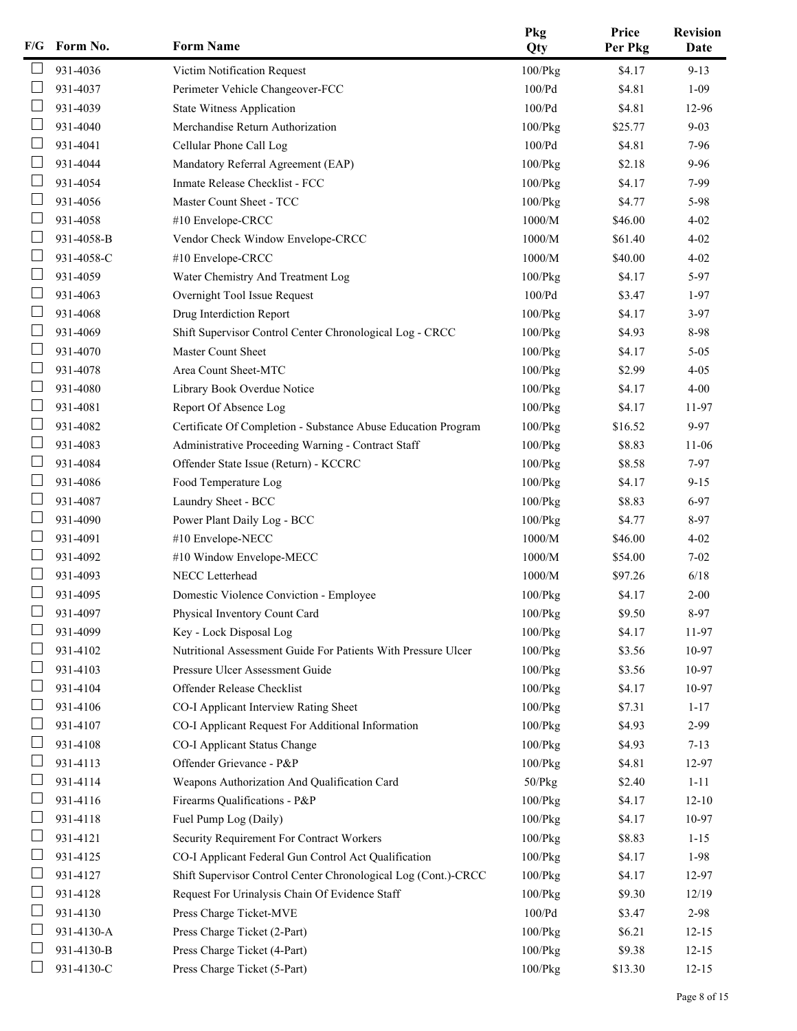| F/G | Form No. | Form Name | Pkg Qty | Price Per Pkg | Revision Date |
|---|---|---|---|---|---|
| ☐ | 931-4036 | Victim Notification Request | 100/Pkg | $4.17 | 9-13 |
| ☐ | 931-4037 | Perimeter Vehicle Changeover-FCC | 100/Pd | $4.81 | 1-09 |
| ☐ | 931-4039 | State Witness Application | 100/Pd | $4.81 | 12-96 |
| ☐ | 931-4040 | Merchandise Return Authorization | 100/Pkg | $25.77 | 9-03 |
| ☐ | 931-4041 | Cellular Phone Call Log | 100/Pd | $4.81 | 7-96 |
| ☐ | 931-4044 | Mandatory Referral Agreement (EAP) | 100/Pkg | $2.18 | 9-96 |
| ☐ | 931-4054 | Inmate Release Checklist - FCC | 100/Pkg | $4.17 | 7-99 |
| ☐ | 931-4056 | Master Count Sheet - TCC | 100/Pkg | $4.77 | 5-98 |
| ☐ | 931-4058 | #10 Envelope-CRCC | 1000/M | $46.00 | 4-02 |
| ☐ | 931-4058-B | Vendor Check Window Envelope-CRCC | 1000/M | $61.40 | 4-02 |
| ☐ | 931-4058-C | #10 Envelope-CRCC | 1000/M | $40.00 | 4-02 |
| ☐ | 931-4059 | Water Chemistry And Treatment Log | 100/Pkg | $4.17 | 5-97 |
| ☐ | 931-4063 | Overnight Tool Issue Request | 100/Pd | $3.47 | 1-97 |
| ☐ | 931-4068 | Drug Interdiction Report | 100/Pkg | $4.17 | 3-97 |
| ☐ | 931-4069 | Shift Supervisor Control Center Chronological Log - CRCC | 100/Pkg | $4.93 | 8-98 |
| ☐ | 931-4070 | Master Count Sheet | 100/Pkg | $4.17 | 5-05 |
| ☐ | 931-4078 | Area Count Sheet-MTC | 100/Pkg | $2.99 | 4-05 |
| ☐ | 931-4080 | Library Book Overdue Notice | 100/Pkg | $4.17 | 4-00 |
| ☐ | 931-4081 | Report Of Absence Log | 100/Pkg | $4.17 | 11-97 |
| ☐ | 931-4082 | Certificate Of Completion - Substance Abuse Education Program | 100/Pkg | $16.52 | 9-97 |
| ☐ | 931-4083 | Administrative Proceeding Warning - Contract Staff | 100/Pkg | $8.83 | 11-06 |
| ☐ | 931-4084 | Offender State Issue (Return) - KCCRC | 100/Pkg | $8.58 | 7-97 |
| ☐ | 931-4086 | Food Temperature Log | 100/Pkg | $4.17 | 9-15 |
| ☐ | 931-4087 | Laundry Sheet - BCC | 100/Pkg | $8.83 | 6-97 |
| ☐ | 931-4090 | Power Plant Daily Log - BCC | 100/Pkg | $4.77 | 8-97 |
| ☐ | 931-4091 | #10 Envelope-NECC | 1000/M | $46.00 | 4-02 |
| ☐ | 931-4092 | #10 Window Envelope-MECC | 1000/M | $54.00 | 7-02 |
| ☐ | 931-4093 | NECC Letterhead | 1000/M | $97.26 | 6/18 |
| ☐ | 931-4095 | Domestic Violence Conviction - Employee | 100/Pkg | $4.17 | 2-00 |
| ☐ | 931-4097 | Physical Inventory Count Card | 100/Pkg | $9.50 | 8-97 |
| ☐ | 931-4099 | Key - Lock Disposal Log | 100/Pkg | $4.17 | 11-97 |
| ☐ | 931-4102 | Nutritional Assessment Guide For Patients With Pressure Ulcer | 100/Pkg | $3.56 | 10-97 |
| ☐ | 931-4103 | Pressure Ulcer Assessment Guide | 100/Pkg | $3.56 | 10-97 |
| ☐ | 931-4104 | Offender Release Checklist | 100/Pkg | $4.17 | 10-97 |
| ☐ | 931-4106 | CO-I Applicant Interview Rating Sheet | 100/Pkg | $7.31 | 1-17 |
| ☐ | 931-4107 | CO-I Applicant Request For Additional Information | 100/Pkg | $4.93 | 2-99 |
| ☐ | 931-4108 | CO-I Applicant Status Change | 100/Pkg | $4.93 | 7-13 |
| ☐ | 931-4113 | Offender Grievance - P&P | 100/Pkg | $4.81 | 12-97 |
| ☐ | 931-4114 | Weapons Authorization And Qualification Card | 50/Pkg | $2.40 | 1-11 |
| ☐ | 931-4116 | Firearms Qualifications - P&P | 100/Pkg | $4.17 | 12-10 |
| ☐ | 931-4118 | Fuel Pump Log (Daily) | 100/Pkg | $4.17 | 10-97 |
| ☐ | 931-4121 | Security Requirement For Contract Workers | 100/Pkg | $8.83 | 1-15 |
| ☐ | 931-4125 | CO-I Applicant Federal Gun Control Act Qualification | 100/Pkg | $4.17 | 1-98 |
| ☐ | 931-4127 | Shift Supervisor Control Center Chronological Log (Cont.)-CRCC | 100/Pkg | $4.17 | 12-97 |
| ☐ | 931-4128 | Request For Urinalysis Chain Of Evidence Staff | 100/Pkg | $9.30 | 12/19 |
| ☐ | 931-4130 | Press Charge Ticket-MVE | 100/Pd | $3.47 | 2-98 |
| ☐ | 931-4130-A | Press Charge Ticket (2-Part) | 100/Pkg | $6.21 | 12-15 |
| ☐ | 931-4130-B | Press Charge Ticket (4-Part) | 100/Pkg | $9.38 | 12-15 |
| ☐ | 931-4130-C | Press Charge Ticket (5-Part) | 100/Pkg | $13.30 | 12-15 |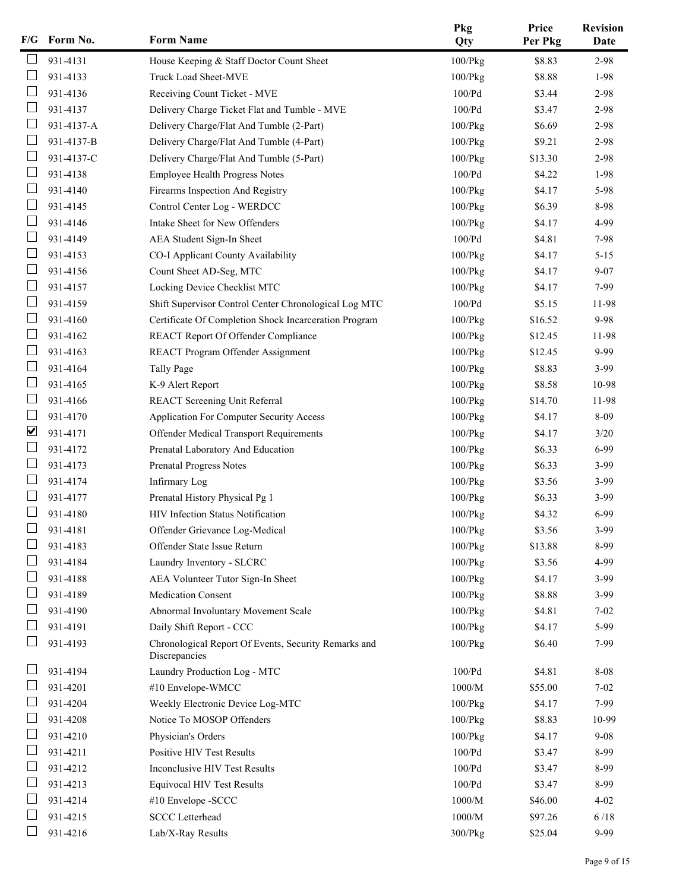| F/G | Form No. | Form Name | Pkg Qty | Price Per Pkg | Revision Date |
|---|---|---|---|---|---|
| ☐ | 931-4131 | House Keeping & Staff Doctor Count Sheet | 100/Pkg | $8.83 | 2-98 |
| ☐ | 931-4133 | Truck Load Sheet-MVE | 100/Pkg | $8.88 | 1-98 |
| ☐ | 931-4136 | Receiving Count Ticket - MVE | 100/Pd | $3.44 | 2-98 |
| ☐ | 931-4137 | Delivery Charge Ticket Flat and Tumble - MVE | 100/Pd | $3.47 | 2-98 |
| ☐ | 931-4137-A | Delivery Charge/Flat And Tumble (2-Part) | 100/Pkg | $6.69 | 2-98 |
| ☐ | 931-4137-B | Delivery Charge/Flat And Tumble (4-Part) | 100/Pkg | $9.21 | 2-98 |
| ☐ | 931-4137-C | Delivery Charge/Flat And Tumble (5-Part) | 100/Pkg | $13.30 | 2-98 |
| ☐ | 931-4138 | Employee Health Progress Notes | 100/Pd | $4.22 | 1-98 |
| ☐ | 931-4140 | Firearms Inspection And Registry | 100/Pkg | $4.17 | 5-98 |
| ☐ | 931-4145 | Control Center Log - WERDCC | 100/Pkg | $6.39 | 8-98 |
| ☐ | 931-4146 | Intake Sheet for New Offenders | 100/Pkg | $4.17 | 4-99 |
| ☐ | 931-4149 | AEA Student Sign-In Sheet | 100/Pd | $4.81 | 7-98 |
| ☐ | 931-4153 | CO-I Applicant County Availability | 100/Pkg | $4.17 | 5-15 |
| ☐ | 931-4156 | Count Sheet AD-Seg, MTC | 100/Pkg | $4.17 | 9-07 |
| ☐ | 931-4157 | Locking Device Checklist MTC | 100/Pkg | $4.17 | 7-99 |
| ☐ | 931-4159 | Shift Supervisor Control Center Chronological Log MTC | 100/Pd | $5.15 | 11-98 |
| ☐ | 931-4160 | Certificate Of Completion Shock Incarceration Program | 100/Pkg | $16.52 | 9-98 |
| ☐ | 931-4162 | REACT Report Of Offender Compliance | 100/Pkg | $12.45 | 11-98 |
| ☐ | 931-4163 | REACT Program Offender Assignment | 100/Pkg | $12.45 | 9-99 |
| ☐ | 931-4164 | Tally Page | 100/Pkg | $8.83 | 3-99 |
| ☐ | 931-4165 | K-9 Alert Report | 100/Pkg | $8.58 | 10-98 |
| ☐ | 931-4166 | REACT Screening Unit Referral | 100/Pkg | $14.70 | 11-98 |
| ☐ | 931-4170 | Application For Computer Security Access | 100/Pkg | $4.17 | 8-09 |
| ☑ | 931-4171 | Offender Medical Transport Requirements | 100/Pkg | $4.17 | 3/20 |
| ☐ | 931-4172 | Prenatal Laboratory And Education | 100/Pkg | $6.33 | 6-99 |
| ☐ | 931-4173 | Prenatal Progress Notes | 100/Pkg | $6.33 | 3-99 |
| ☐ | 931-4174 | Infirmary Log | 100/Pkg | $3.56 | 3-99 |
| ☐ | 931-4177 | Prenatal History Physical Pg 1 | 100/Pkg | $6.33 | 3-99 |
| ☐ | 931-4180 | HIV Infection Status Notification | 100/Pkg | $4.32 | 6-99 |
| ☐ | 931-4181 | Offender Grievance Log-Medical | 100/Pkg | $3.56 | 3-99 |
| ☐ | 931-4183 | Offender State Issue Return | 100/Pkg | $13.88 | 8-99 |
| ☐ | 931-4184 | Laundry Inventory - SLCRC | 100/Pkg | $3.56 | 4-99 |
| ☐ | 931-4188 | AEA Volunteer Tutor Sign-In Sheet | 100/Pkg | $4.17 | 3-99 |
| ☐ | 931-4189 | Medication Consent | 100/Pkg | $8.88 | 3-99 |
| ☐ | 931-4190 | Abnormal Involuntary Movement Scale | 100/Pkg | $4.81 | 7-02 |
| ☐ | 931-4191 | Daily Shift Report - CCC | 100/Pkg | $4.17 | 5-99 |
| ☐ | 931-4193 | Chronological Report Of Events, Security Remarks and Discrepancies | 100/Pkg | $6.40 | 7-99 |
| ☐ | 931-4194 | Laundry Production Log - MTC | 100/Pd | $4.81 | 8-08 |
| ☐ | 931-4201 | #10 Envelope-WMCC | 1000/M | $55.00 | 7-02 |
| ☐ | 931-4204 | Weekly Electronic Device Log-MTC | 100/Pkg | $4.17 | 7-99 |
| ☐ | 931-4208 | Notice To MOSOP Offenders | 100/Pkg | $8.83 | 10-99 |
| ☐ | 931-4210 | Physician's Orders | 100/Pkg | $4.17 | 9-08 |
| ☐ | 931-4211 | Positive HIV Test Results | 100/Pd | $3.47 | 8-99 |
| ☐ | 931-4212 | Inconclusive HIV Test Results | 100/Pd | $3.47 | 8-99 |
| ☐ | 931-4213 | Equivocal HIV Test Results | 100/Pd | $3.47 | 8-99 |
| ☐ | 931-4214 | #10 Envelope -SCCC | 1000/M | $46.00 | 4-02 |
| ☐ | 931-4215 | SCCC Letterhead | 1000/M | $97.26 | 6 /18 |
| ☐ | 931-4216 | Lab/X-Ray Results | 300/Pkg | $25.04 | 9-99 |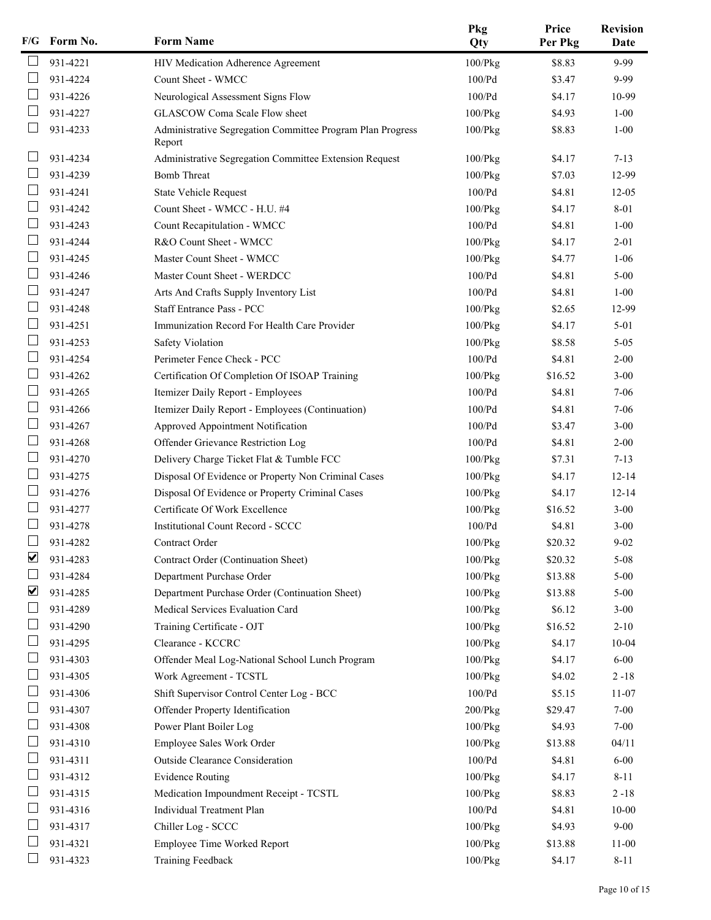| F/G | Form No. | Form Name | Pkg Qty | Price Per Pkg | Revision Date |
|---|---|---|---|---|---|
| ☐ | 931-4221 | HIV Medication Adherence Agreement | 100/Pkg | $8.83 | 9-99 |
| ☐ | 931-4224 | Count Sheet - WMCC | 100/Pd | $3.47 | 9-99 |
| ☐ | 931-4226 | Neurological Assessment Signs Flow | 100/Pd | $4.17 | 10-99 |
| ☐ | 931-4227 | GLASCOW Coma Scale Flow sheet | 100/Pkg | $4.93 | 1-00 |
| ☐ | 931-4233 | Administrative Segregation Committee Program Plan Progress Report | 100/Pkg | $8.83 | 1-00 |
| ☐ | 931-4234 | Administrative Segregation Committee Extension Request | 100/Pkg | $4.17 | 7-13 |
| ☐ | 931-4239 | Bomb Threat | 100/Pkg | $7.03 | 12-99 |
| ☐ | 931-4241 | State Vehicle Request | 100/Pd | $4.81 | 12-05 |
| ☐ | 931-4242 | Count Sheet - WMCC - H.U. #4 | 100/Pkg | $4.17 | 8-01 |
| ☐ | 931-4243 | Count Recapitulation - WMCC | 100/Pd | $4.81 | 1-00 |
| ☐ | 931-4244 | R&O Count Sheet - WMCC | 100/Pkg | $4.17 | 2-01 |
| ☐ | 931-4245 | Master Count Sheet - WMCC | 100/Pkg | $4.77 | 1-06 |
| ☐ | 931-4246 | Master Count Sheet - WERDCC | 100/Pd | $4.81 | 5-00 |
| ☐ | 931-4247 | Arts And Crafts Supply Inventory List | 100/Pd | $4.81 | 1-00 |
| ☐ | 931-4248 | Staff Entrance Pass - PCC | 100/Pkg | $2.65 | 12-99 |
| ☐ | 931-4251 | Immunization Record For Health Care Provider | 100/Pkg | $4.17 | 5-01 |
| ☐ | 931-4253 | Safety Violation | 100/Pkg | $8.58 | 5-05 |
| ☐ | 931-4254 | Perimeter Fence Check - PCC | 100/Pd | $4.81 | 2-00 |
| ☐ | 931-4262 | Certification Of Completion Of ISOAP Training | 100/Pkg | $16.52 | 3-00 |
| ☐ | 931-4265 | Itemizer Daily Report - Employees | 100/Pd | $4.81 | 7-06 |
| ☐ | 931-4266 | Itemizer Daily Report - Employees (Continuation) | 100/Pd | $4.81 | 7-06 |
| ☐ | 931-4267 | Approved Appointment Notification | 100/Pd | $3.47 | 3-00 |
| ☐ | 931-4268 | Offender Grievance Restriction Log | 100/Pd | $4.81 | 2-00 |
| ☐ | 931-4270 | Delivery Charge Ticket Flat & Tumble FCC | 100/Pkg | $7.31 | 7-13 |
| ☐ | 931-4275 | Disposal Of Evidence or Property Non Criminal Cases | 100/Pkg | $4.17 | 12-14 |
| ☐ | 931-4276 | Disposal Of Evidence or Property Criminal Cases | 100/Pkg | $4.17 | 12-14 |
| ☐ | 931-4277 | Certificate Of Work Excellence | 100/Pkg | $16.52 | 3-00 |
| ☐ | 931-4278 | Institutional Count Record - SCCC | 100/Pd | $4.81 | 3-00 |
| ☐ | 931-4282 | Contract Order | 100/Pkg | $20.32 | 9-02 |
| ☑ | 931-4283 | Contract Order (Continuation Sheet) | 100/Pkg | $20.32 | 5-08 |
| ☐ | 931-4284 | Department Purchase Order | 100/Pkg | $13.88 | 5-00 |
| ☑ | 931-4285 | Department Purchase Order (Continuation Sheet) | 100/Pkg | $13.88 | 5-00 |
| ☐ | 931-4289 | Medical Services Evaluation Card | 100/Pkg | $6.12 | 3-00 |
| ☐ | 931-4290 | Training Certificate - OJT | 100/Pkg | $16.52 | 2-10 |
| ☐ | 931-4295 | Clearance - KCCRC | 100/Pkg | $4.17 | 10-04 |
| ☐ | 931-4303 | Offender Meal Log-National School Lunch Program | 100/Pkg | $4.17 | 6-00 |
| ☐ | 931-4305 | Work Agreement - TCSTL | 100/Pkg | $4.02 | 2 -18 |
| ☐ | 931-4306 | Shift Supervisor Control Center Log - BCC | 100/Pd | $5.15 | 11-07 |
| ☐ | 931-4307 | Offender Property Identification | 200/Pkg | $29.47 | 7-00 |
| ☐ | 931-4308 | Power Plant Boiler Log | 100/Pkg | $4.93 | 7-00 |
| ☐ | 931-4310 | Employee Sales Work Order | 100/Pkg | $13.88 | 04/11 |
| ☐ | 931-4311 | Outside Clearance Consideration | 100/Pd | $4.81 | 6-00 |
| ☐ | 931-4312 | Evidence Routing | 100/Pkg | $4.17 | 8-11 |
| ☐ | 931-4315 | Medication Impoundment Receipt - TCSTL | 100/Pkg | $8.83 | 2 -18 |
| ☐ | 931-4316 | Individual Treatment Plan | 100/Pd | $4.81 | 10-00 |
| ☐ | 931-4317 | Chiller Log - SCCC | 100/Pkg | $4.93 | 9-00 |
| ☐ | 931-4321 | Employee Time Worked Report | 100/Pkg | $13.88 | 11-00 |
| ☐ | 931-4323 | Training Feedback | 100/Pkg | $4.17 | 8-11 |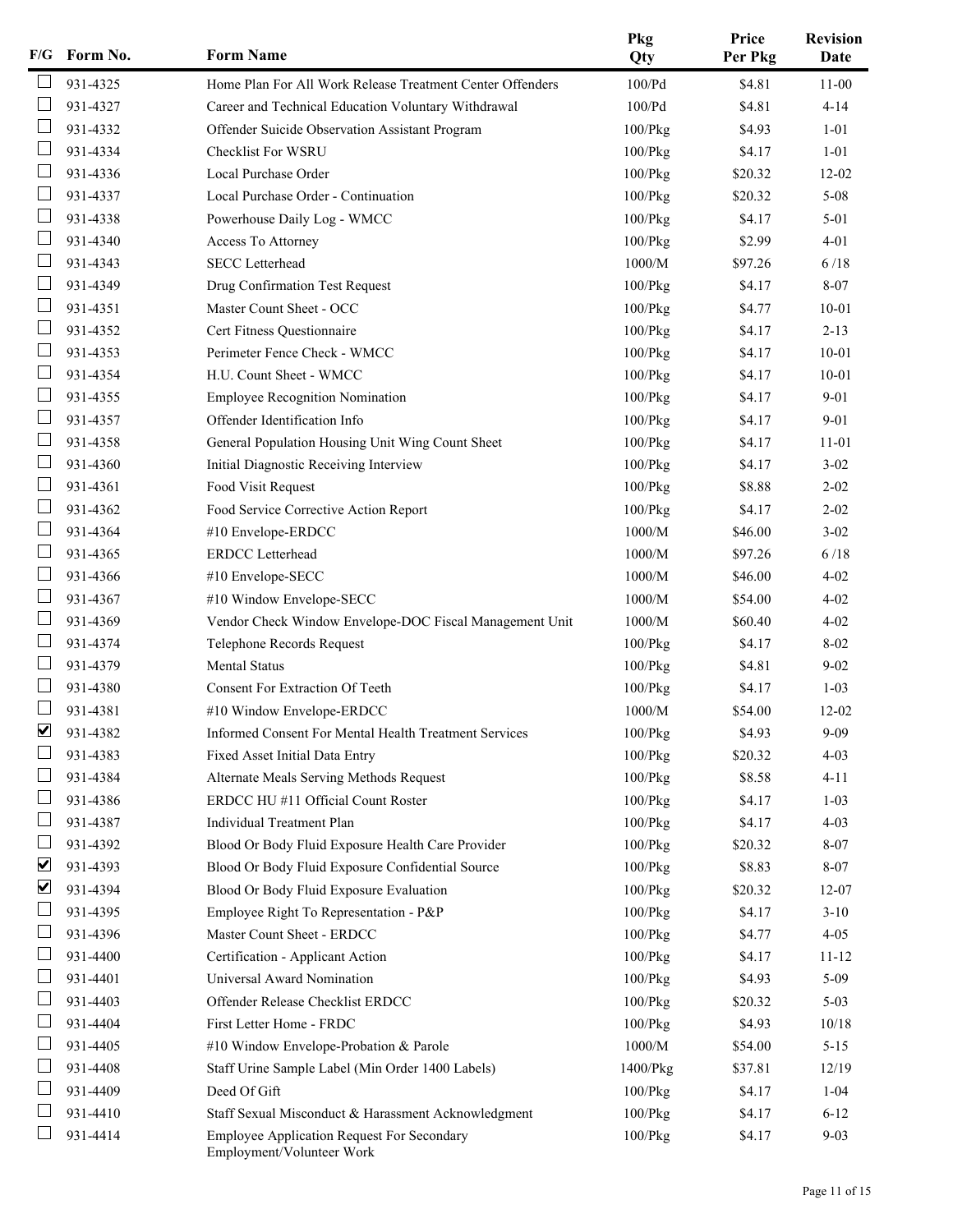| F/G | Form No. | Form Name | Pkg Qty | Price Per Pkg | Revision Date |
|---|---|---|---|---|---|
| ☐ | 931-4325 | Home Plan For All Work Release Treatment Center Offenders | 100/Pd | $4.81 | 11-00 |
| ☐ | 931-4327 | Career and Technical Education Voluntary Withdrawal | 100/Pd | $4.81 | 4-14 |
| ☐ | 931-4332 | Offender Suicide Observation Assistant Program | 100/Pkg | $4.93 | 1-01 |
| ☐ | 931-4334 | Checklist For WSRU | 100/Pkg | $4.17 | 1-01 |
| ☐ | 931-4336 | Local Purchase Order | 100/Pkg | $20.32 | 12-02 |
| ☐ | 931-4337 | Local Purchase Order - Continuation | 100/Pkg | $20.32 | 5-08 |
| ☐ | 931-4338 | Powerhouse Daily Log - WMCC | 100/Pkg | $4.17 | 5-01 |
| ☐ | 931-4340 | Access To Attorney | 100/Pkg | $2.99 | 4-01 |
| ☐ | 931-4343 | SECC Letterhead | 1000/M | $97.26 | 6 /18 |
| ☐ | 931-4349 | Drug Confirmation Test Request | 100/Pkg | $4.17 | 8-07 |
| ☐ | 931-4351 | Master Count Sheet - OCC | 100/Pkg | $4.77 | 10-01 |
| ☐ | 931-4352 | Cert Fitness Questionnaire | 100/Pkg | $4.17 | 2-13 |
| ☐ | 931-4353 | Perimeter Fence Check - WMCC | 100/Pkg | $4.17 | 10-01 |
| ☐ | 931-4354 | H.U. Count Sheet - WMCC | 100/Pkg | $4.17 | 10-01 |
| ☐ | 931-4355 | Employee Recognition Nomination | 100/Pkg | $4.17 | 9-01 |
| ☐ | 931-4357 | Offender Identification Info | 100/Pkg | $4.17 | 9-01 |
| ☐ | 931-4358 | General Population Housing Unit Wing Count Sheet | 100/Pkg | $4.17 | 11-01 |
| ☐ | 931-4360 | Initial Diagnostic Receiving Interview | 100/Pkg | $4.17 | 3-02 |
| ☐ | 931-4361 | Food Visit Request | 100/Pkg | $8.88 | 2-02 |
| ☐ | 931-4362 | Food Service Corrective Action Report | 100/Pkg | $4.17 | 2-02 |
| ☐ | 931-4364 | #10 Envelope-ERDCC | 1000/M | $46.00 | 3-02 |
| ☐ | 931-4365 | ERDCC Letterhead | 1000/M | $97.26 | 6 /18 |
| ☐ | 931-4366 | #10 Envelope-SECC | 1000/M | $46.00 | 4-02 |
| ☐ | 931-4367 | #10 Window Envelope-SECC | 1000/M | $54.00 | 4-02 |
| ☐ | 931-4369 | Vendor Check Window Envelope-DOC Fiscal Management Unit | 1000/M | $60.40 | 4-02 |
| ☐ | 931-4374 | Telephone Records Request | 100/Pkg | $4.17 | 8-02 |
| ☐ | 931-4379 | Mental Status | 100/Pkg | $4.81 | 9-02 |
| ☐ | 931-4380 | Consent For Extraction Of Teeth | 100/Pkg | $4.17 | 1-03 |
| ☐ | 931-4381 | #10 Window Envelope-ERDCC | 1000/M | $54.00 | 12-02 |
| ☑ | 931-4382 | Informed Consent For Mental Health Treatment Services | 100/Pkg | $4.93 | 9-09 |
| ☐ | 931-4383 | Fixed Asset Initial Data Entry | 100/Pkg | $20.32 | 4-03 |
| ☐ | 931-4384 | Alternate Meals Serving Methods Request | 100/Pkg | $8.58 | 4-11 |
| ☐ | 931-4386 | ERDCC HU #11 Official Count Roster | 100/Pkg | $4.17 | 1-03 |
| ☐ | 931-4387 | Individual Treatment Plan | 100/Pkg | $4.17 | 4-03 |
| ☐ | 931-4392 | Blood Or Body Fluid Exposure Health Care Provider | 100/Pkg | $20.32 | 8-07 |
| ☑ | 931-4393 | Blood Or Body Fluid Exposure Confidential Source | 100/Pkg | $8.83 | 8-07 |
| ☑ | 931-4394 | Blood Or Body Fluid Exposure Evaluation | 100/Pkg | $20.32 | 12-07 |
| ☐ | 931-4395 | Employee Right To Representation - P&P | 100/Pkg | $4.17 | 3-10 |
| ☐ | 931-4396 | Master Count Sheet - ERDCC | 100/Pkg | $4.77 | 4-05 |
| ☐ | 931-4400 | Certification - Applicant Action | 100/Pkg | $4.17 | 11-12 |
| ☐ | 931-4401 | Universal Award Nomination | 100/Pkg | $4.93 | 5-09 |
| ☐ | 931-4403 | Offender Release Checklist ERDCC | 100/Pkg | $20.32 | 5-03 |
| ☐ | 931-4404 | First Letter Home - FRDC | 100/Pkg | $4.93 | 10/18 |
| ☐ | 931-4405 | #10 Window Envelope-Probation & Parole | 1000/M | $54.00 | 5-15 |
| ☐ | 931-4408 | Staff Urine Sample Label (Min Order 1400 Labels) | 1400/Pkg | $37.81 | 12/19 |
| ☐ | 931-4409 | Deed Of Gift | 100/Pkg | $4.17 | 1-04 |
| ☐ | 931-4410 | Staff Sexual Misconduct & Harassment Acknowledgment | 100/Pkg | $4.17 | 6-12 |
| ☐ | 931-4414 | Employee Application Request For Secondary Employment/Volunteer Work | 100/Pkg | $4.17 | 9-03 |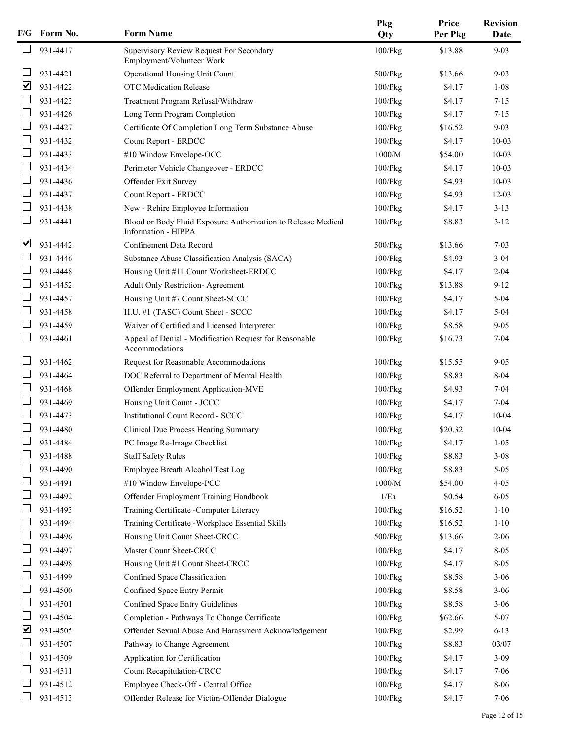| F/G | Form No. | Form Name | Pkg Qty | Price Per Pkg | Revision Date |
|---|---|---|---|---|---|
| ☐ | 931-4417 | Supervisory Review Request For Secondary Employment/Volunteer Work | 100/Pkg | $13.88 | 9-03 |
| ☐ | 931-4421 | Operational Housing Unit Count | 500/Pkg | $13.66 | 9-03 |
| ☑ | 931-4422 | OTC Medication Release | 100/Pkg | $4.17 | 1-08 |
| ☐ | 931-4423 | Treatment Program Refusal/Withdraw | 100/Pkg | $4.17 | 7-15 |
| ☐ | 931-4426 | Long Term Program Completion | 100/Pkg | $4.17 | 7-15 |
| ☐ | 931-4427 | Certificate Of Completion Long Term Substance Abuse | 100/Pkg | $16.52 | 9-03 |
| ☐ | 931-4432 | Count Report - ERDCC | 100/Pkg | $4.17 | 10-03 |
| ☐ | 931-4433 | #10 Window Envelope-OCC | 1000/M | $54.00 | 10-03 |
| ☐ | 931-4434 | Perimeter Vehicle Changeover - ERDCC | 100/Pkg | $4.17 | 10-03 |
| ☐ | 931-4436 | Offender Exit Survey | 100/Pkg | $4.93 | 10-03 |
| ☐ | 931-4437 | Count Report - ERDCC | 100/Pkg | $4.93 | 12-03 |
| ☐ | 931-4438 | New - Rehire Employee Information | 100/Pkg | $4.17 | 3-13 |
| ☐ | 931-4441 | Blood or Body Fluid Exposure Authorization to Release Medical Information - HIPPA | 100/Pkg | $8.83 | 3-12 |
| ☑ | 931-4442 | Confinement Data Record | 500/Pkg | $13.66 | 7-03 |
| ☐ | 931-4446 | Substance Abuse Classification Analysis (SACA) | 100/Pkg | $4.93 | 3-04 |
| ☐ | 931-4448 | Housing Unit #11 Count Worksheet-ERDCC | 100/Pkg | $4.17 | 2-04 |
| ☐ | 931-4452 | Adult Only Restriction- Agreement | 100/Pkg | $13.88 | 9-12 |
| ☐ | 931-4457 | Housing Unit #7 Count Sheet-SCCC | 100/Pkg | $4.17 | 5-04 |
| ☐ | 931-4458 | H.U. #1 (TASC) Count Sheet - SCCC | 100/Pkg | $4.17 | 5-04 |
| ☐ | 931-4459 | Waiver of Certified and Licensed Interpreter | 100/Pkg | $8.58 | 9-05 |
| ☐ | 931-4461 | Appeal of Denial - Modification Request for Reasonable Accommodations | 100/Pkg | $16.73 | 7-04 |
| ☐ | 931-4462 | Request for Reasonable Accommodations | 100/Pkg | $15.55 | 9-05 |
| ☐ | 931-4464 | DOC Referral to Department of Mental Health | 100/Pkg | $8.83 | 8-04 |
| ☐ | 931-4468 | Offender Employment Application-MVE | 100/Pkg | $4.93 | 7-04 |
| ☐ | 931-4469 | Housing Unit Count - JCCC | 100/Pkg | $4.17 | 7-04 |
| ☐ | 931-4473 | Institutional Count Record - SCCC | 100/Pkg | $4.17 | 10-04 |
| ☐ | 931-4480 | Clinical Due Process Hearing Summary | 100/Pkg | $20.32 | 10-04 |
| ☐ | 931-4484 | PC Image Re-Image Checklist | 100/Pkg | $4.17 | 1-05 |
| ☐ | 931-4488 | Staff Safety Rules | 100/Pkg | $8.83 | 3-08 |
| ☐ | 931-4490 | Employee Breath Alcohol Test Log | 100/Pkg | $8.83 | 5-05 |
| ☐ | 931-4491 | #10 Window Envelope-PCC | 1000/M | $54.00 | 4-05 |
| ☐ | 931-4492 | Offender Employment Training Handbook | 1/Ea | $0.54 | 6-05 |
| ☐ | 931-4493 | Training Certificate -Computer Literacy | 100/Pkg | $16.52 | 1-10 |
| ☐ | 931-4494 | Training Certificate -Workplace Essential Skills | 100/Pkg | $16.52 | 1-10 |
| ☐ | 931-4496 | Housing Unit Count Sheet-CRCC | 500/Pkg | $13.66 | 2-06 |
| ☐ | 931-4497 | Master Count Sheet-CRCC | 100/Pkg | $4.17 | 8-05 |
| ☐ | 931-4498 | Housing Unit #1 Count Sheet-CRCC | 100/Pkg | $4.17 | 8-05 |
| ☐ | 931-4499 | Confined Space Classification | 100/Pkg | $8.58 | 3-06 |
| ☐ | 931-4500 | Confined Space Entry Permit | 100/Pkg | $8.58 | 3-06 |
| ☐ | 931-4501 | Confined Space Entry Guidelines | 100/Pkg | $8.58 | 3-06 |
| ☐ | 931-4504 | Completion - Pathways To Change Certificate | 100/Pkg | $62.66 | 5-07 |
| ☑ | 931-4505 | Offender Sexual Abuse And Harassment Acknowledgement | 100/Pkg | $2.99 | 6-13 |
| ☐ | 931-4507 | Pathway to Change Agreement | 100/Pkg | $8.83 | 03/07 |
| ☐ | 931-4509 | Application for Certification | 100/Pkg | $4.17 | 3-09 |
| ☐ | 931-4511 | Count Recapitulation-CRCC | 100/Pkg | $4.17 | 7-06 |
| ☐ | 931-4512 | Employee Check-Off - Central Office | 100/Pkg | $4.17 | 8-06 |
| ☐ | 931-4513 | Offender Release for Victim-Offender Dialogue | 100/Pkg | $4.17 | 7-06 |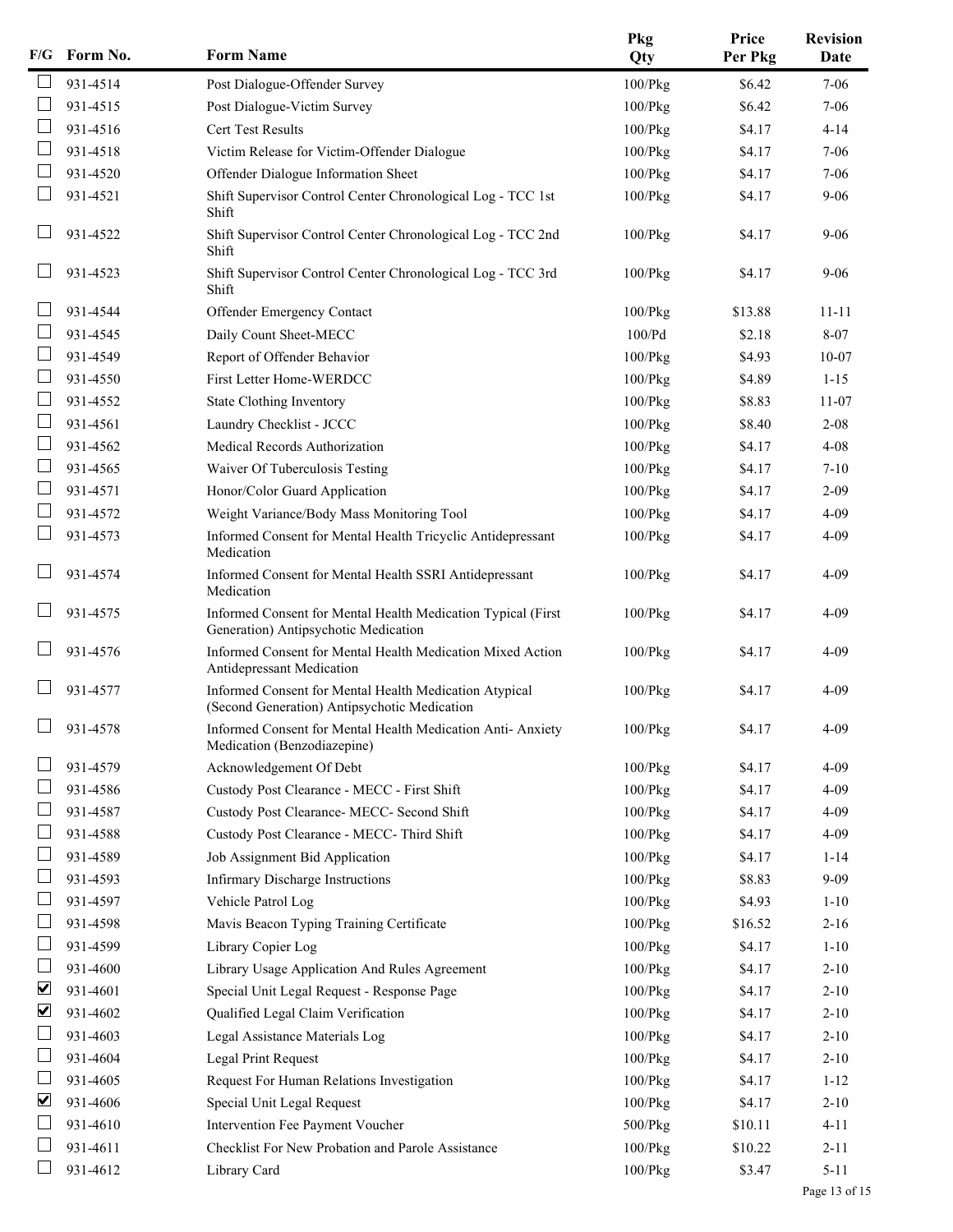| F/G | Form No. | Form Name | Pkg Qty | Price Per Pkg | Revision Date |
|---|---|---|---|---|---|
| ☐ | 931-4514 | Post Dialogue-Offender Survey | 100/Pkg | $6.42 | 7-06 |
| ☐ | 931-4515 | Post Dialogue-Victim Survey | 100/Pkg | $6.42 | 7-06 |
| ☐ | 931-4516 | Cert Test Results | 100/Pkg | $4.17 | 4-14 |
| ☐ | 931-4518 | Victim Release for Victim-Offender Dialogue | 100/Pkg | $4.17 | 7-06 |
| ☐ | 931-4520 | Offender Dialogue Information Sheet | 100/Pkg | $4.17 | 7-06 |
| ☐ | 931-4521 | Shift Supervisor Control Center Chronological Log - TCC 1st Shift | 100/Pkg | $4.17 | 9-06 |
| ☐ | 931-4522 | Shift Supervisor Control Center Chronological Log - TCC 2nd Shift | 100/Pkg | $4.17 | 9-06 |
| ☐ | 931-4523 | Shift Supervisor Control Center Chronological Log - TCC 3rd Shift | 100/Pkg | $4.17 | 9-06 |
| ☐ | 931-4544 | Offender Emergency Contact | 100/Pkg | $13.88 | 11-11 |
| ☐ | 931-4545 | Daily Count Sheet-MECC | 100/Pd | $2.18 | 8-07 |
| ☐ | 931-4549 | Report of Offender Behavior | 100/Pkg | $4.93 | 10-07 |
| ☐ | 931-4550 | First Letter Home-WERDCC | 100/Pkg | $4.89 | 1-15 |
| ☐ | 931-4552 | State Clothing Inventory | 100/Pkg | $8.83 | 11-07 |
| ☐ | 931-4561 | Laundry Checklist - JCCC | 100/Pkg | $8.40 | 2-08 |
| ☐ | 931-4562 | Medical Records Authorization | 100/Pkg | $4.17 | 4-08 |
| ☐ | 931-4565 | Waiver Of Tuberculosis Testing | 100/Pkg | $4.17 | 7-10 |
| ☐ | 931-4571 | Honor/Color Guard Application | 100/Pkg | $4.17 | 2-09 |
| ☐ | 931-4572 | Weight Variance/Body Mass Monitoring Tool | 100/Pkg | $4.17 | 4-09 |
| ☐ | 931-4573 | Informed Consent for Mental Health Tricyclic Antidepressant Medication | 100/Pkg | $4.17 | 4-09 |
| ☐ | 931-4574 | Informed Consent for Mental Health SSRI Antidepressant Medication | 100/Pkg | $4.17 | 4-09 |
| ☐ | 931-4575 | Informed Consent for Mental Health Medication Typical (First Generation) Antipsychotic Medication | 100/Pkg | $4.17 | 4-09 |
| ☐ | 931-4576 | Informed Consent for Mental Health Medication Mixed Action Antidepressant Medication | 100/Pkg | $4.17 | 4-09 |
| ☐ | 931-4577 | Informed Consent for Mental Health Medication Atypical (Second Generation) Antipsychotic Medication | 100/Pkg | $4.17 | 4-09 |
| ☐ | 931-4578 | Informed Consent for Mental Health Medication Anti- Anxiety Medication (Benzodiazepine) | 100/Pkg | $4.17 | 4-09 |
| ☐ | 931-4579 | Acknowledgement Of Debt | 100/Pkg | $4.17 | 4-09 |
| ☐ | 931-4586 | Custody Post Clearance - MECC - First Shift | 100/Pkg | $4.17 | 4-09 |
| ☐ | 931-4587 | Custody Post Clearance- MECC- Second Shift | 100/Pkg | $4.17 | 4-09 |
| ☐ | 931-4588 | Custody Post Clearance - MECC- Third Shift | 100/Pkg | $4.17 | 4-09 |
| ☐ | 931-4589 | Job Assignment Bid Application | 100/Pkg | $4.17 | 1-14 |
| ☐ | 931-4593 | Infirmary Discharge Instructions | 100/Pkg | $8.83 | 9-09 |
| ☐ | 931-4597 | Vehicle Patrol Log | 100/Pkg | $4.93 | 1-10 |
| ☐ | 931-4598 | Mavis Beacon Typing Training Certificate | 100/Pkg | $16.52 | 2-16 |
| ☐ | 931-4599 | Library Copier Log | 100/Pkg | $4.17 | 1-10 |
| ☐ | 931-4600 | Library Usage Application And Rules Agreement | 100/Pkg | $4.17 | 2-10 |
| ☑ | 931-4601 | Special Unit Legal Request - Response Page | 100/Pkg | $4.17 | 2-10 |
| ☑ | 931-4602 | Qualified Legal Claim Verification | 100/Pkg | $4.17 | 2-10 |
| ☐ | 931-4603 | Legal Assistance Materials Log | 100/Pkg | $4.17 | 2-10 |
| ☐ | 931-4604 | Legal Print Request | 100/Pkg | $4.17 | 2-10 |
| ☐ | 931-4605 | Request For Human Relations Investigation | 100/Pkg | $4.17 | 1-12 |
| ☑ | 931-4606 | Special Unit Legal Request | 100/Pkg | $4.17 | 2-10 |
| ☐ | 931-4610 | Intervention Fee Payment Voucher | 500/Pkg | $10.11 | 4-11 |
| ☐ | 931-4611 | Checklist For New Probation and Parole Assistance | 100/Pkg | $10.22 | 2-11 |
| ☐ | 931-4612 | Library Card | 100/Pkg | $3.47 | 5-11 |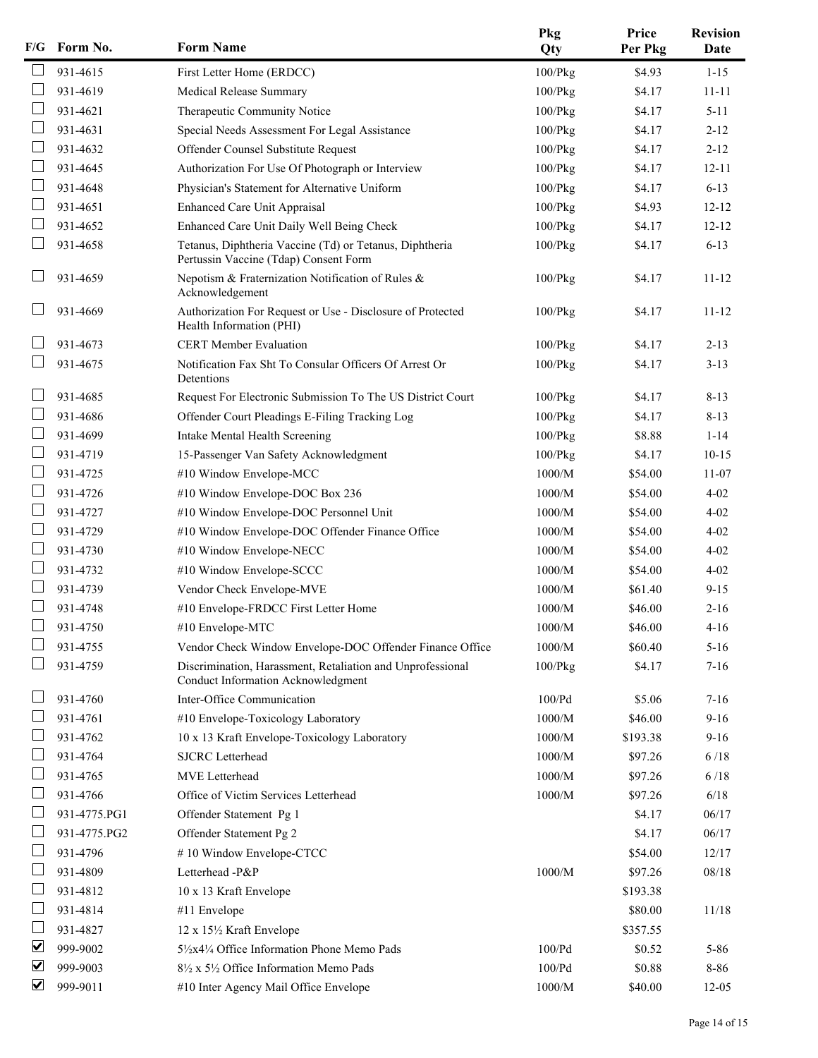| F/G | Form No. | Form Name | Pkg Qty | Price Per Pkg | Revision Date |
|---|---|---|---|---|---|
| ☐ | 931-4615 | First Letter Home (ERDCC) | 100/Pkg | $4.93 | 1-15 |
| ☐ | 931-4619 | Medical Release Summary | 100/Pkg | $4.17 | 11-11 |
| ☐ | 931-4621 | Therapeutic Community Notice | 100/Pkg | $4.17 | 5-11 |
| ☐ | 931-4631 | Special Needs Assessment For Legal Assistance | 100/Pkg | $4.17 | 2-12 |
| ☐ | 931-4632 | Offender Counsel Substitute Request | 100/Pkg | $4.17 | 2-12 |
| ☐ | 931-4645 | Authorization For Use Of Photograph or Interview | 100/Pkg | $4.17 | 12-11 |
| ☐ | 931-4648 | Physician's Statement for Alternative Uniform | 100/Pkg | $4.17 | 6-13 |
| ☐ | 931-4651 | Enhanced Care Unit Appraisal | 100/Pkg | $4.93 | 12-12 |
| ☐ | 931-4652 | Enhanced Care Unit Daily Well Being Check | 100/Pkg | $4.17 | 12-12 |
| ☐ | 931-4658 | Tetanus, Diphtheria Vaccine (Td) or Tetanus, Diphtheria Pertussin Vaccine (Tdap) Consent Form | 100/Pkg | $4.17 | 6-13 |
| ☐ | 931-4659 | Nepotism & Fraternization Notification of Rules & Acknowledgement | 100/Pkg | $4.17 | 11-12 |
| ☐ | 931-4669 | Authorization For Request or Use - Disclosure of Protected Health Information (PHI) | 100/Pkg | $4.17 | 11-12 |
| ☐ | 931-4673 | CERT Member Evaluation | 100/Pkg | $4.17 | 2-13 |
| ☐ | 931-4675 | Notification Fax Sht To Consular Officers Of Arrest Or Detentions | 100/Pkg | $4.17 | 3-13 |
| ☐ | 931-4685 | Request For Electronic Submission To The US District Court | 100/Pkg | $4.17 | 8-13 |
| ☐ | 931-4686 | Offender Court Pleadings E-Filing Tracking Log | 100/Pkg | $4.17 | 8-13 |
| ☐ | 931-4699 | Intake Mental Health Screening | 100/Pkg | $8.88 | 1-14 |
| ☐ | 931-4719 | 15-Passenger Van Safety Acknowledgment | 100/Pkg | $4.17 | 10-15 |
| ☐ | 931-4725 | #10 Window Envelope-MCC | 1000/M | $54.00 | 11-07 |
| ☐ | 931-4726 | #10 Window Envelope-DOC Box 236 | 1000/M | $54.00 | 4-02 |
| ☐ | 931-4727 | #10 Window Envelope-DOC Personnel Unit | 1000/M | $54.00 | 4-02 |
| ☐ | 931-4729 | #10 Window Envelope-DOC Offender Finance Office | 1000/M | $54.00 | 4-02 |
| ☐ | 931-4730 | #10 Window Envelope-NECC | 1000/M | $54.00 | 4-02 |
| ☐ | 931-4732 | #10 Window Envelope-SCCC | 1000/M | $54.00 | 4-02 |
| ☐ | 931-4739 | Vendor Check Envelope-MVE | 1000/M | $61.40 | 9-15 |
| ☐ | 931-4748 | #10 Envelope-FRDCC First Letter Home | 1000/M | $46.00 | 2-16 |
| ☐ | 931-4750 | #10 Envelope-MTC | 1000/M | $46.00 | 4-16 |
| ☐ | 931-4755 | Vendor Check Window Envelope-DOC Offender Finance Office | 1000/M | $60.40 | 5-16 |
| ☐ | 931-4759 | Discrimination, Harassment, Retaliation and Unprofessional Conduct Information Acknowledgment | 100/Pkg | $4.17 | 7-16 |
| ☐ | 931-4760 | Inter-Office Communication | 100/Pd | $5.06 | 7-16 |
| ☐ | 931-4761 | #10 Envelope-Toxicology Laboratory | 1000/M | $46.00 | 9-16 |
| ☐ | 931-4762 | 10 x 13 Kraft Envelope-Toxicology Laboratory | 1000/M | $193.38 | 9-16 |
| ☐ | 931-4764 | SJCRC Letterhead | 1000/M | $97.26 | 6 /18 |
| ☐ | 931-4765 | MVE Letterhead | 1000/M | $97.26 | 6 /18 |
| ☐ | 931-4766 | Office of Victim Services Letterhead | 1000/M | $97.26 | 6/18 |
| ☐ | 931-4775.PG1 | Offender Statement Pg 1 | | $4.17 | 06/17 |
| ☐ | 931-4775.PG2 | Offender Statement Pg 2 | | $4.17 | 06/17 |
| ☐ | 931-4796 | # 10 Window Envelope-CTCC | | $54.00 | 12/17 |
| ☐ | 931-4809 | Letterhead -P&P | 1000/M | $97.26 | 08/18 |
| ☐ | 931-4812 | 10 x 13 Kraft Envelope | | $193.38 | |
| ☐ | 931-4814 | #11 Envelope | | $80.00 | 11/18 |
| ☐ | 931-4827 | 12 x 15½ Kraft Envelope | | $357.55 | |
| ☑ | 999-9002 | 5½x4¼ Office Information Phone Memo Pads | 100/Pd | $0.52 | 5-86 |
| ☑ | 999-9003 | 8½ x 5½ Office Information Memo Pads | 100/Pd | $0.88 | 8-86 |
| ☑ | 999-9011 | #10 Inter Agency Mail Office Envelope | 1000/M | $40.00 | 12-05 |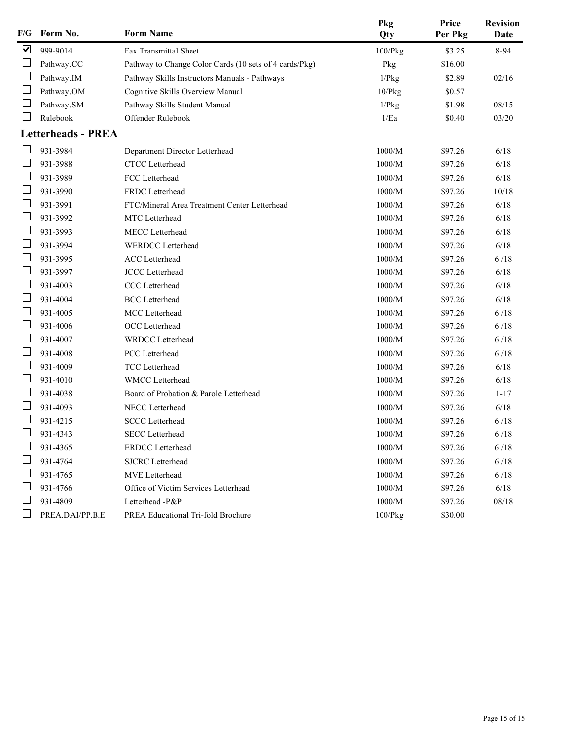| F/G | Form No. | Form Name | Pkg Qty | Price Per Pkg | Revision Date |
|---|---|---|---|---|---|
| ☑ | 999-9014 | Fax Transmittal Sheet | 100/Pkg | $3.25 | 8-94 |
| ☐ | Pathway.CC | Pathway to Change Color Cards (10 sets of 4 cards/Pkg) | Pkg | $16.00 | |
| ☐ | Pathway.IM | Pathway Skills Instructors Manuals - Pathways | 1/Pkg | $2.89 | 02/16 |
| ☐ | Pathway.OM | Cognitive Skills Overview Manual | 10/Pkg | $0.57 | |
| ☐ | Pathway.SM | Pathway Skills Student Manual | 1/Pkg | $1.98 | 08/15 |
| ☐ | Rulebook | Offender Rulebook | 1/Ea | $0.40 | 03/20 |

## Letterheads - PREA

| F/G | Form No. | Form Name | Pkg Qty | Price Per Pkg | Revision Date |
|---|---|---|---|---|---|
| ☐ | 931-3984 | Department Director Letterhead | 1000/M | $97.26 | 6/18 |
| ☐ | 931-3988 | CTCC Letterhead | 1000/M | $97.26 | 6/18 |
| ☐ | 931-3989 | FCC Letterhead | 1000/M | $97.26 | 6/18 |
| ☐ | 931-3990 | FRDC Letterhead | 1000/M | $97.26 | 10/18 |
| ☐ | 931-3991 | FTC/Mineral Area Treatment Center Letterhead | 1000/M | $97.26 | 6/18 |
| ☐ | 931-3992 | MTC Letterhead | 1000/M | $97.26 | 6/18 |
| ☐ | 931-3993 | MECC Letterhead | 1000/M | $97.26 | 6/18 |
| ☐ | 931-3994 | WERDCC Letterhead | 1000/M | $97.26 | 6/18 |
| ☐ | 931-3995 | ACC Letterhead | 1000/M | $97.26 | 6 /18 |
| ☐ | 931-3997 | JCCC Letterhead | 1000/M | $97.26 | 6/18 |
| ☐ | 931-4003 | CCC Letterhead | 1000/M | $97.26 | 6/18 |
| ☐ | 931-4004 | BCC Letterhead | 1000/M | $97.26 | 6/18 |
| ☐ | 931-4005 | MCC Letterhead | 1000/M | $97.26 | 6 /18 |
| ☐ | 931-4006 | OCC Letterhead | 1000/M | $97.26 | 6 /18 |
| ☐ | 931-4007 | WRDCC Letterhead | 1000/M | $97.26 | 6 /18 |
| ☐ | 931-4008 | PCC Letterhead | 1000/M | $97.26 | 6 /18 |
| ☐ | 931-4009 | TCC Letterhead | 1000/M | $97.26 | 6/18 |
| ☐ | 931-4010 | WMCC Letterhead | 1000/M | $97.26 | 6/18 |
| ☐ | 931-4038 | Board of Probation & Parole Letterhead | 1000/M | $97.26 | 1-17 |
| ☐ | 931-4093 | NECC Letterhead | 1000/M | $97.26 | 6/18 |
| ☐ | 931-4215 | SCCC Letterhead | 1000/M | $97.26 | 6 /18 |
| ☐ | 931-4343 | SECC Letterhead | 1000/M | $97.26 | 6 /18 |
| ☐ | 931-4365 | ERDCC Letterhead | 1000/M | $97.26 | 6 /18 |
| ☐ | 931-4764 | SJCRC Letterhead | 1000/M | $97.26 | 6 /18 |
| ☐ | 931-4765 | MVE Letterhead | 1000/M | $97.26 | 6 /18 |
| ☐ | 931-4766 | Office of Victim Services Letterhead | 1000/M | $97.26 | 6/18 |
| ☐ | 931-4809 | Letterhead -P&P | 1000/M | $97.26 | 08/18 |
| ☐ | PREA.DAI/PP.B.E | PREA Educational Tri-fold Brochure | 100/Pkg | $30.00 | |